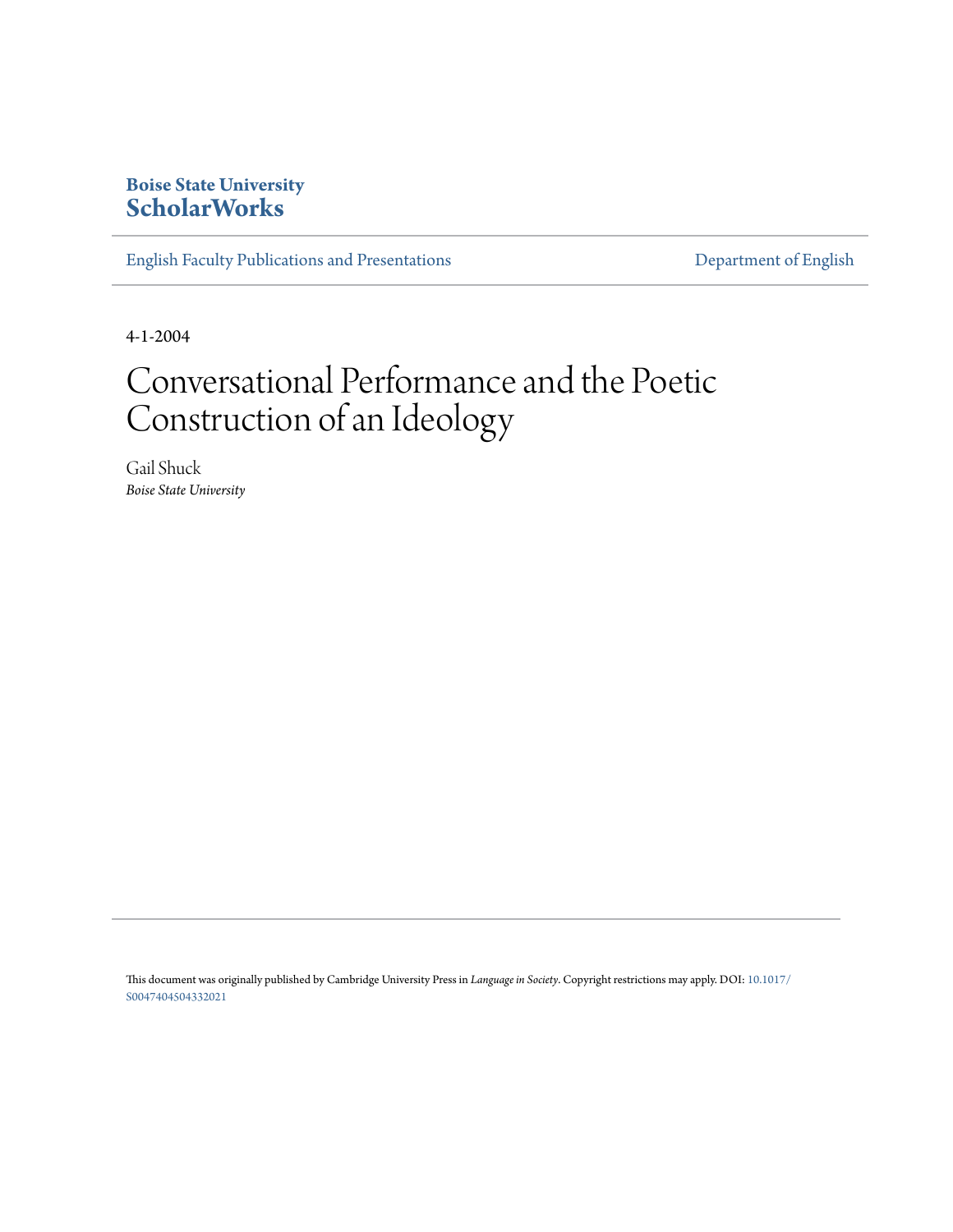**Boise State University**
**ScholarWorks**

English Faculty Publications and Presentations | Department of English

4-1-2004

# Conversational Performance and the Poetic Construction of an Ideology

Gail Shuck
*Boise State University*

This document was originally published by Cambridge University Press in *Language in Society*. Copyright restrictions may apply. DOI: 10.1017/S0047404504332021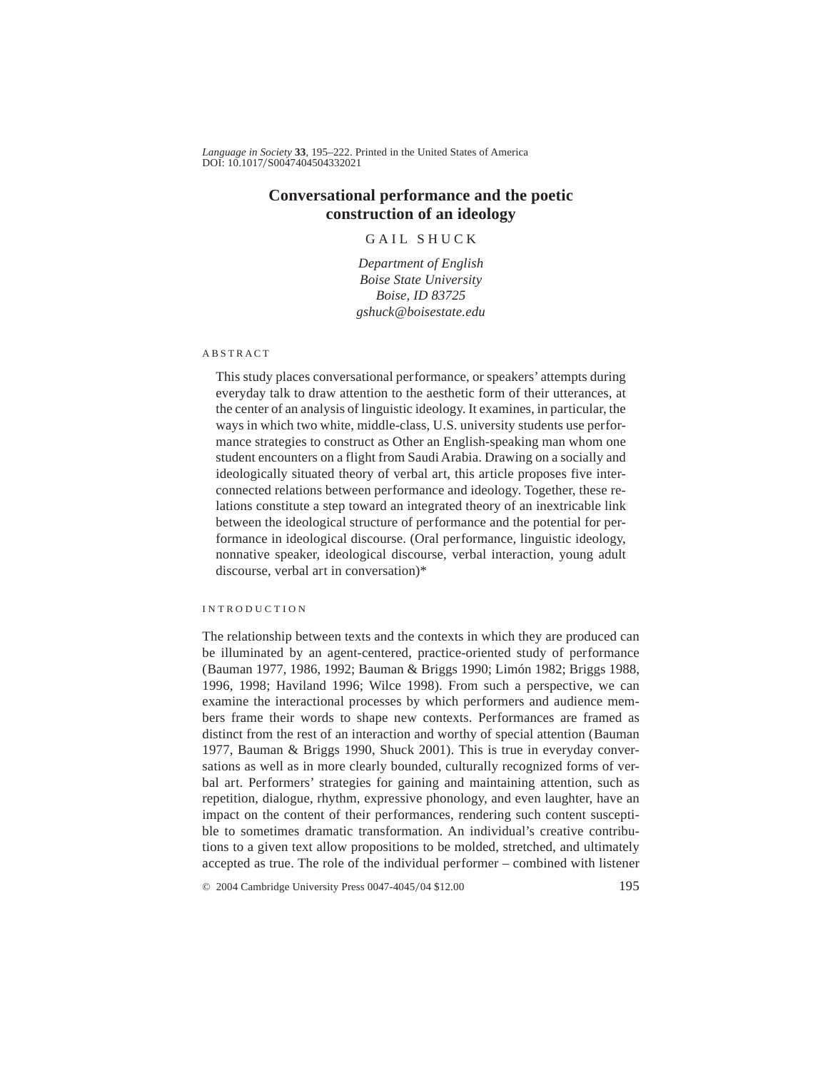# Conversational performance and the poetic construction of an ideology

GAIL SHUCK

*Department of English*
*Boise State University*
*Boise, ID 83725*
*gshuck@boisestate.edu*

## ABSTRACT

This study places conversational performance, or speakers' attempts during everyday talk to draw attention to the aesthetic form of their utterances, at the center of an analysis of linguistic ideology. It examines, in particular, the ways in which two white, middle-class, U.S. university students use performance strategies to construct as Other an English-speaking man whom one student encounters on a flight from Saudi Arabia. Drawing on a socially and ideologically situated theory of verbal art, this article proposes five interconnected relations between performance and ideology. Together, these relations constitute a step toward an integrated theory of an inextricable link between the ideological structure of performance and the potential for performance in ideological discourse. (Oral performance, linguistic ideology, nonnative speaker, ideological discourse, verbal interaction, young adult discourse, verbal art in conversation)*

## INTRODUCTION

The relationship between texts and the contexts in which they are produced can be illuminated by an agent-centered, practice-oriented study of performance (Bauman 1977, 1986, 1992; Bauman & Briggs 1990; Limón 1982; Briggs 1988, 1996, 1998; Haviland 1996; Wilce 1998). From such a perspective, we can examine the interactional processes by which performers and audience members frame their words to shape new contexts. Performances are framed as distinct from the rest of an interaction and worthy of special attention (Bauman 1977, Bauman & Briggs 1990, Shuck 2001). This is true in everyday conversations as well as in more clearly bounded, culturally recognized forms of verbal art. Performers' strategies for gaining and maintaining attention, such as repetition, dialogue, rhythm, expressive phonology, and even laughter, have an impact on the content of their performances, rendering such content susceptible to sometimes dramatic transformation. An individual's creative contributions to a given text allow propositions to be molded, stretched, and ultimately accepted as true. The role of the individual performer – combined with listener

© 2004 Cambridge University Press 0047-4045/04 $12.00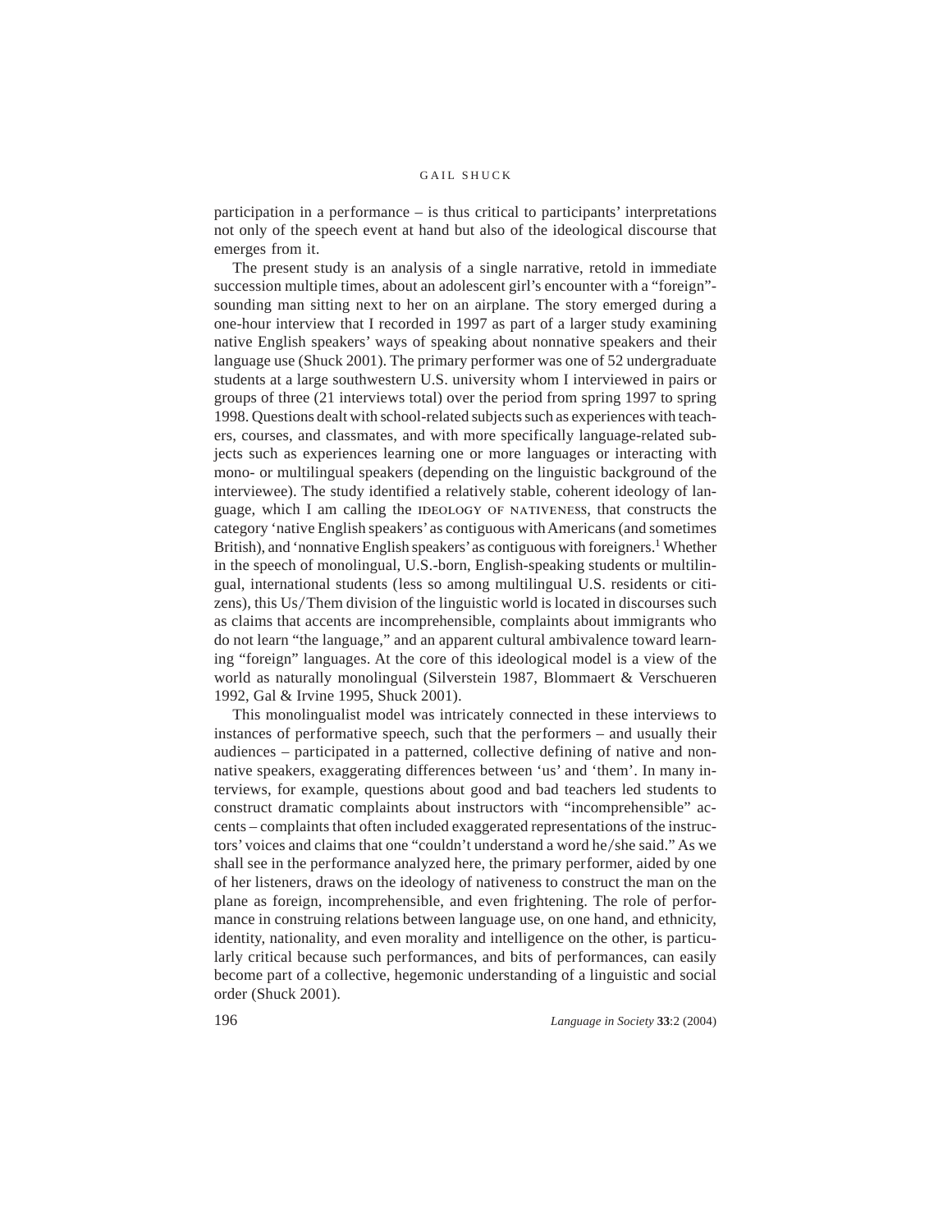participation in a performance – is thus critical to participants' interpretations not only of the speech event at hand but also of the ideological discourse that emerges from it.

The present study is an analysis of a single narrative, retold in immediate succession multiple times, about an adolescent girl's encounter with a "foreign"-sounding man sitting next to her on an airplane. The story emerged during a one-hour interview that I recorded in 1997 as part of a larger study examining native English speakers' ways of speaking about nonnative speakers and their language use (Shuck 2001). The primary performer was one of 52 undergraduate students at a large southwestern U.S. university whom I interviewed in pairs or groups of three (21 interviews total) over the period from spring 1997 to spring 1998. Questions dealt with school-related subjects such as experiences with teachers, courses, and classmates, and with more specifically language-related subjects such as experiences learning one or more languages or interacting with mono- or multilingual speakers (depending on the linguistic background of the interviewee). The study identified a relatively stable, coherent ideology of language, which I am calling the IDEOLOGY OF NATIVENESS, that constructs the category 'native English speakers' as contiguous with Americans (and sometimes British), and 'nonnative English speakers' as contiguous with foreigners.[1] Whether in the speech of monolingual, U.S.-born, English-speaking students or multilingual, international students (less so among multilingual U.S. residents or citizens), this Us/Them division of the linguistic world is located in discourses such as claims that accents are incomprehensible, complaints about immigrants who do not learn "the language," and an apparent cultural ambivalence toward learning "foreign" languages. At the core of this ideological model is a view of the world as naturally monolingual (Silverstein 1987, Blommaert & Verschueren 1992, Gal & Irvine 1995, Shuck 2001).

This monolingualist model was intricately connected in these interviews to instances of performative speech, such that the performers – and usually their audiences – participated in a patterned, collective defining of native and nonnative speakers, exaggerating differences between 'us' and 'them'. In many interviews, for example, questions about good and bad teachers led students to construct dramatic complaints about instructors with "incomprehensible" accents – complaints that often included exaggerated representations of the instructors' voices and claims that one "couldn't understand a word he/she said." As we shall see in the performance analyzed here, the primary performer, aided by one of her listeners, draws on the ideology of nativeness to construct the man on the plane as foreign, incomprehensible, and even frightening. The role of performance in construing relations between language use, on one hand, and ethnicity, identity, nationality, and even morality and intelligence on the other, is particularly critical because such performances, and bits of performances, can easily become part of a collective, hegemonic understanding of a linguistic and social order (Shuck 2001).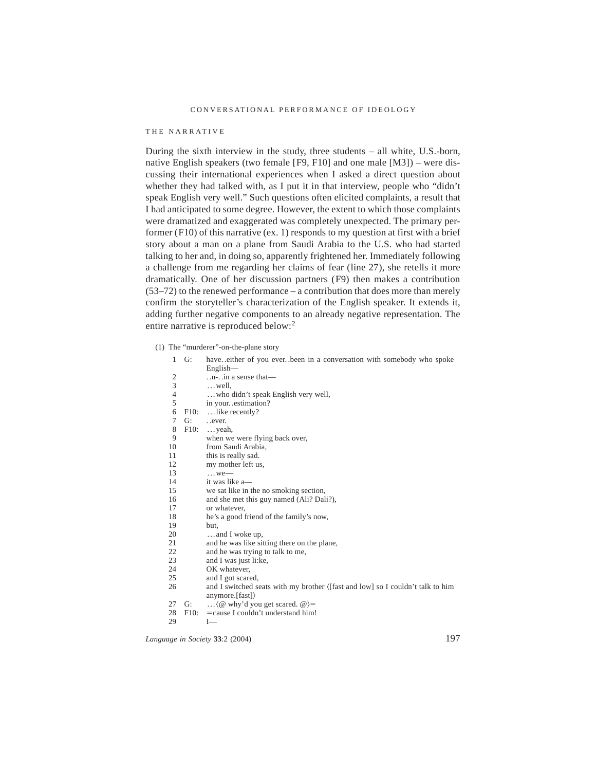## THE NARRATIVE

During the sixth interview in the study, three students – all white, U.S.-born, native English speakers (two female [F9, F10] and one male [M3]) – were discussing their international experiences when I asked a direct question about whether they had talked with, as I put it in that interview, people who "didn't speak English very well." Such questions often elicited complaints, a result that I had anticipated to some degree. However, the extent to which those complaints were dramatized and exaggerated was completely unexpected. The primary performer (F10) of this narrative (ex. 1) responds to my question at first with a brief story about a man on a plane from Saudi Arabia to the U.S. who had started talking to her and, in doing so, apparently frightened her. Immediately following a challenge from me regarding her claims of fear (line 27), she retells it more dramatically. One of her discussion partners (F9) then makes a contribution (53–72) to the renewed performance – a contribution that does more than merely confirm the storyteller's characterization of the English speaker. It extends it, adding further negative components to an already negative representation. The entire narrative is reproduced below:[2]

(1) The "murderer"-on-the-plane story

| | | |
|---|---|---|
| 1 | G: | have. .either of you ever. .been in a conversation with somebody who spoke English— |
| 2 | | . .n-. .in a sense that— |
| 3 | | . . . well, |
| 4 | | . . . who didn't speak English very well, |
| 5 | | in your. .estimation? |
| 6 | F10: | . . . like recently? |
| 7 | G: | . .ever. |
| 8 | F10: | . . . yeah, |
| 9 | | when we were flying back over, |
| 10 | | from Saudi Arabia, |
| 11 | | this is really sad. |
| 12 | | my mother left us, |
| 13 | | . . . we— |
| 14 | | it was like a— |
| 15 | | we sat like in the no smoking section, |
| 16 | | and she met this guy named (Ali? Dali?), |
| 17 | | or whatever, |
| 18 | | he's a good friend of the family's now, |
| 19 | | but, |
| 20 | | . . . and I woke up, |
| 21 | | and he was like sitting there on the plane, |
| 22 | | and he was trying to talk to me, |
| 23 | | and I was just li:ke, |
| 24 | | OK whatever, |
| 25 | | and I got scared, |
| 26 | | and I switched seats with my brother ⟨[fast and low] so I couldn't talk to him anymore.[fast]⟩ |
| 27 | G: | . . . ⟨@ why'd you get scared. @⟩= |
| 28 | F10: | =cause I couldn't understand him! |
| 29 | | I— |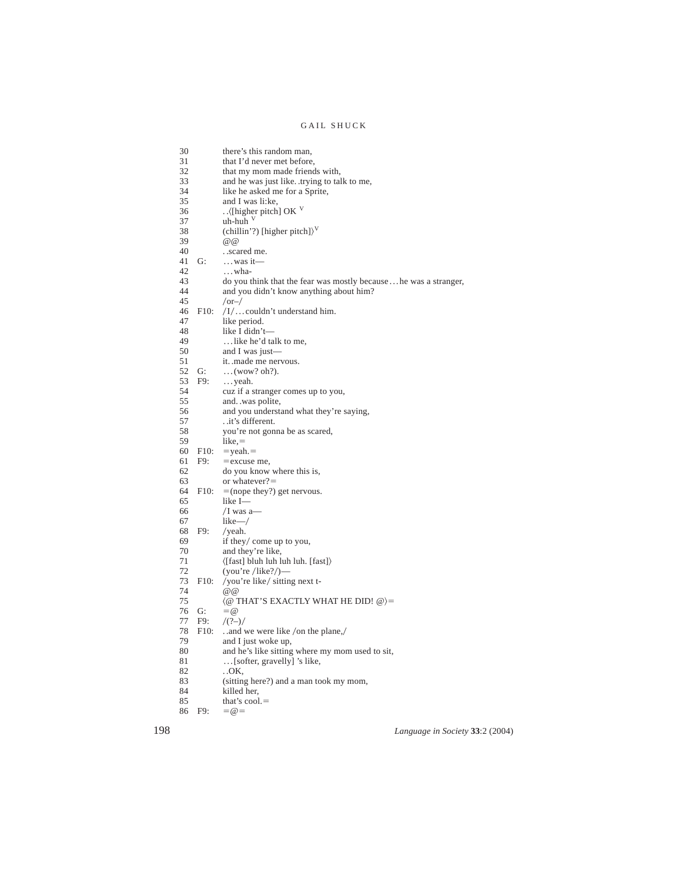```
30        there's this random man,
31        that I'd never met before,
32        that my mom made friends with,
33        and he was just like. .trying to talk to me,
34        like he asked me for a Sprite,
35        and I was li:ke,
36        . .⟨[higher pitch] OK ^V
37        uh-huh ^V
38        (chillin'?) [higher pitch]⟩^V
39        @@
40        . .scared me.
41  G:    . . . was it—
42        . . . wha-
43        do you think that the fear was mostly because . . . he was a stranger,
44        and you didn't know anything about him?
45        /or–/
46  F10:  /I/ . . . couldn't understand him.
47        like period.
48        like I didn't—
49        . . . like he'd talk to me,
50        and I was just—
51        it. .made me nervous.
52  G:    . . . (wow? oh?).
53  F9:   . . . yeah.
54        cuz if a stranger comes up to you,
55        and. .was polite,
56        and you understand what they're saying,
57        . .it's different.
58        you're not gonna be as scared,
59        like,=
60  F10:  =yeah.=
61  F9:   =excuse me,
62        do you know where this is,
63        or whatever?=
64  F10:  =(nope they?) get nervous.
65        like I—
66        /I was a—
67        like—/
68  F9:   /yeah.
69        if they/ come up to you,
70        and they're like,
71        ⟨[fast] bluh luh luh luh. [fast]⟩
72        (you're /like?/)—
73  F10:  /you're like/ sitting next t-
74        @@
75        ⟨@ THAT'S EXACTLY WHAT HE DID! @⟩=
76  G:    =@
77  F9:   /(?–)/
78  F10:  . .and we were like /on the plane,/
79        and I just woke up,
80        and he's like sitting where my mom used to sit,
81        . . . [softer, gravelly] 's like,
82        . .OK,
83        (sitting here?) and a man took my mom,
84        killed her,
85        that's cool.=
86  F9:   =@=
```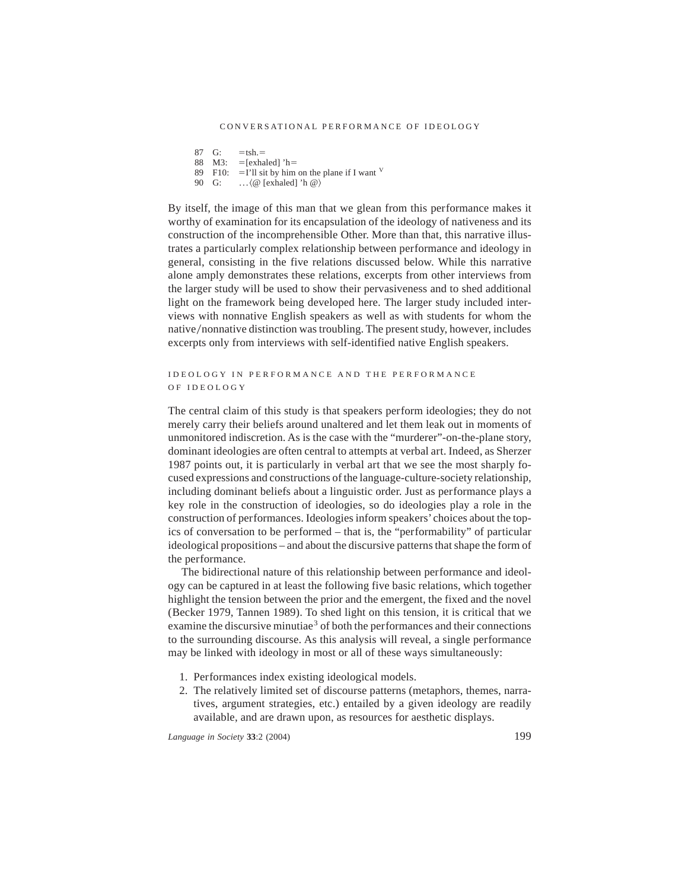```
87  G:    =tsh.=
88  M3:   =[exhaled] 'h=
89  F10:  =I'll sit by him on the plane if I want V
90  G:    ...⟨@ [exhaled] 'h @⟩
```

By itself, the image of this man that we glean from this performance makes it worthy of examination for its encapsulation of the ideology of nativeness and its construction of the incomprehensible Other. More than that, this narrative illustrates a particularly complex relationship between performance and ideology in general, consisting in the five relations discussed below. While this narrative alone amply demonstrates these relations, excerpts from other interviews from the larger study will be used to show their pervasiveness and to shed additional light on the framework being developed here. The larger study included interviews with nonnative English speakers as well as with students for whom the native/nonnative distinction was troubling. The present study, however, includes excerpts only from interviews with self-identified native English speakers.

## IDEOLOGY IN PERFORMANCE AND THE PERFORMANCE OF IDEOLOGY

The central claim of this study is that speakers perform ideologies; they do not merely carry their beliefs around unaltered and let them leak out in moments of unmonitored indiscretion. As is the case with the "murderer"-on-the-plane story, dominant ideologies are often central to attempts at verbal art. Indeed, as Sherzer 1987 points out, it is particularly in verbal art that we see the most sharply focused expressions and constructions of the language-culture-society relationship, including dominant beliefs about a linguistic order. Just as performance plays a key role in the construction of ideologies, so do ideologies play a role in the construction of performances. Ideologies inform speakers' choices about the topics of conversation to be performed – that is, the "performability" of particular ideological propositions – and about the discursive patterns that shape the form of the performance.

The bidirectional nature of this relationship between performance and ideology can be captured in at least the following five basic relations, which together highlight the tension between the prior and the emergent, the fixed and the novel (Becker 1979, Tannen 1989). To shed light on this tension, it is critical that we examine the discursive minutiae[3] of both the performances and their connections to the surrounding discourse. As this analysis will reveal, a single performance may be linked with ideology in most or all of these ways simultaneously:

1. Performances index existing ideological models.
2. The relatively limited set of discourse patterns (metaphors, themes, narratives, argument strategies, etc.) entailed by a given ideology are readily available, and are drawn upon, as resources for aesthetic displays.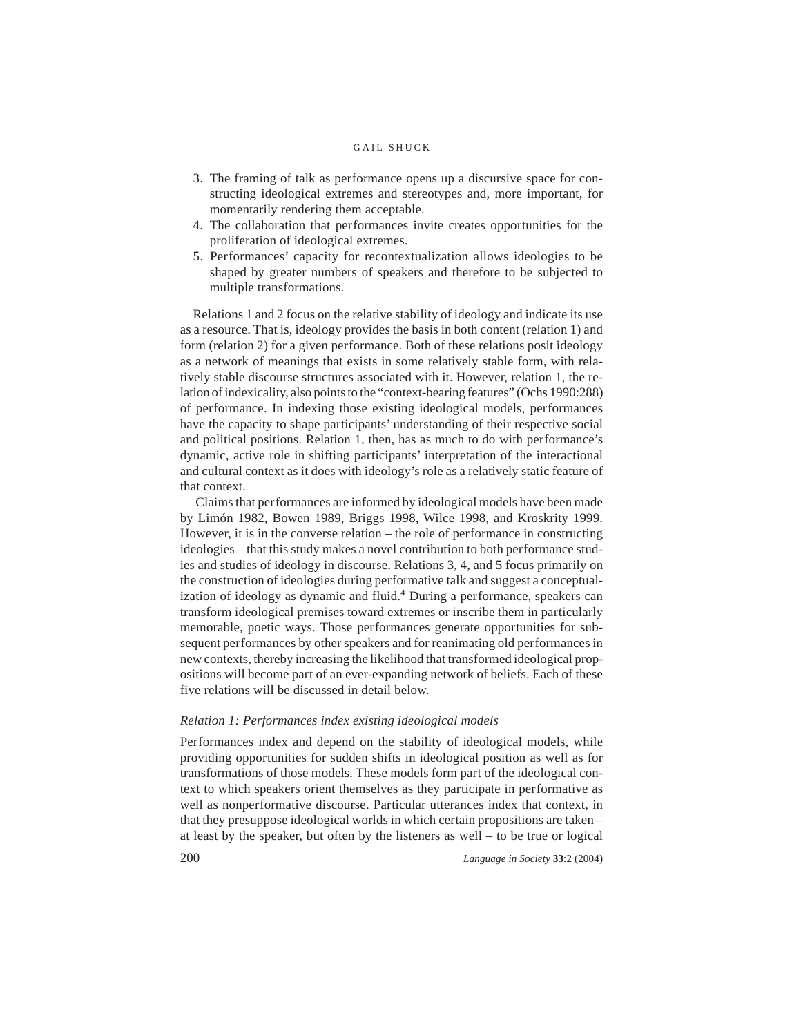3. The framing of talk as performance opens up a discursive space for constructing ideological extremes and stereotypes and, more important, for momentarily rendering them acceptable.
4. The collaboration that performances invite creates opportunities for the proliferation of ideological extremes.
5. Performances' capacity for recontextualization allows ideologies to be shaped by greater numbers of speakers and therefore to be subjected to multiple transformations.

Relations 1 and 2 focus on the relative stability of ideology and indicate its use as a resource. That is, ideology provides the basis in both content (relation 1) and form (relation 2) for a given performance. Both of these relations posit ideology as a network of meanings that exists in some relatively stable form, with relatively stable discourse structures associated with it. However, relation 1, the relation of indexicality, also points to the "context-bearing features" (Ochs 1990:288) of performance. In indexing those existing ideological models, performances have the capacity to shape participants' understanding of their respective social and political positions. Relation 1, then, has as much to do with performance's dynamic, active role in shifting participants' interpretation of the interactional and cultural context as it does with ideology's role as a relatively static feature of that context.

Claims that performances are informed by ideological models have been made by Limón 1982, Bowen 1989, Briggs 1998, Wilce 1998, and Kroskrity 1999. However, it is in the converse relation – the role of performance in constructing ideologies – that this study makes a novel contribution to both performance studies and studies of ideology in discourse. Relations 3, 4, and 5 focus primarily on the construction of ideologies during performative talk and suggest a conceptualization of ideology as dynamic and fluid.[4] During a performance, speakers can transform ideological premises toward extremes or inscribe them in particularly memorable, poetic ways. Those performances generate opportunities for subsequent performances by other speakers and for reanimating old performances in new contexts, thereby increasing the likelihood that transformed ideological propositions will become part of an ever-expanding network of beliefs. Each of these five relations will be discussed in detail below.

*Relation 1: Performances index existing ideological models*

Performances index and depend on the stability of ideological models, while providing opportunities for sudden shifts in ideological position as well as for transformations of those models. These models form part of the ideological context to which speakers orient themselves as they participate in performative as well as nonperformative discourse. Particular utterances index that context, in that they presuppose ideological worlds in which certain propositions are taken – at least by the speaker, but often by the listeners as well – to be true or logical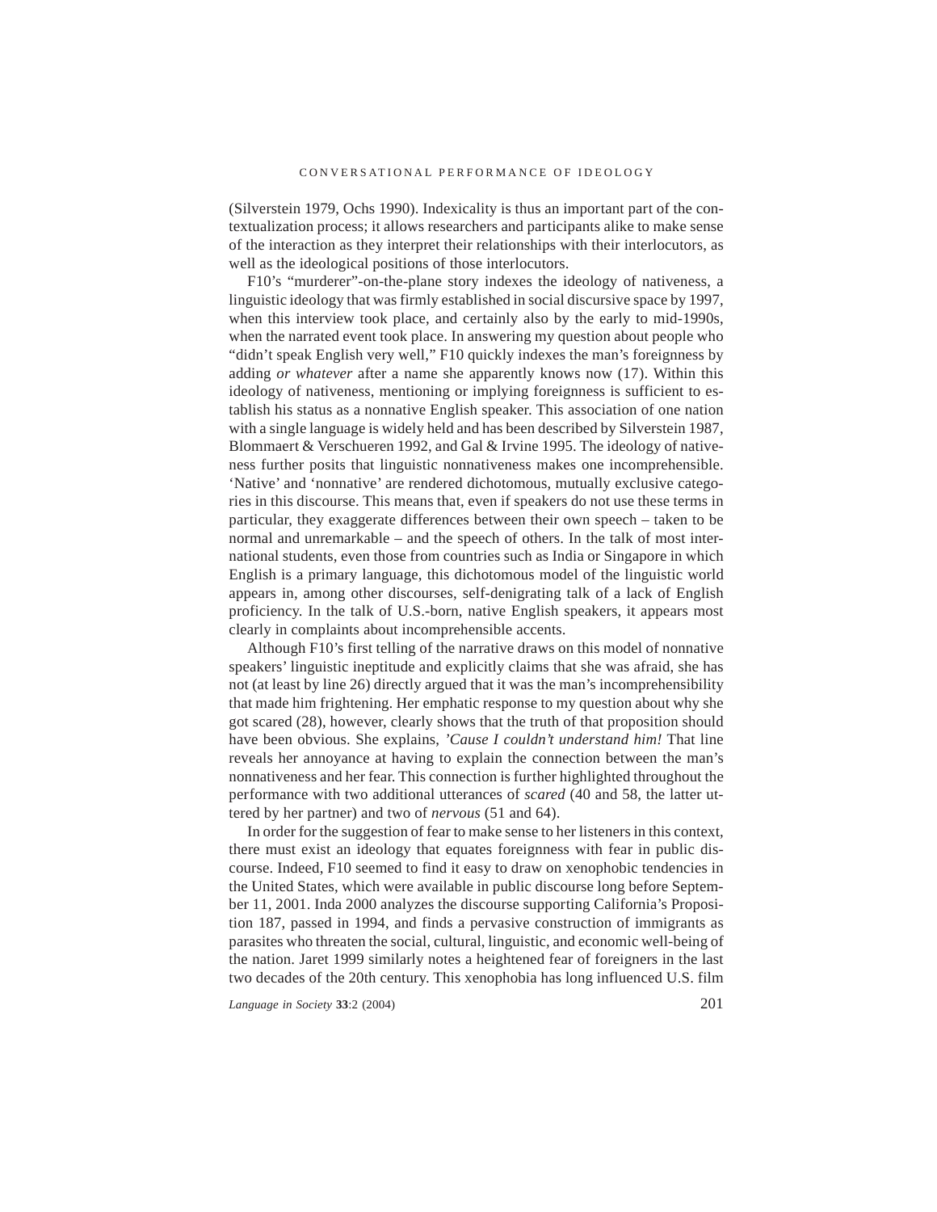(Silverstein 1979, Ochs 1990). Indexicality is thus an important part of the contextualization process; it allows researchers and participants alike to make sense of the interaction as they interpret their relationships with their interlocutors, as well as the ideological positions of those interlocutors.

F10's "murderer"-on-the-plane story indexes the ideology of nativeness, a linguistic ideology that was firmly established in social discursive space by 1997, when this interview took place, and certainly also by the early to mid-1990s, when the narrated event took place. In answering my question about people who "didn't speak English very well," F10 quickly indexes the man's foreignness by adding *or whatever* after a name she apparently knows now (17). Within this ideology of nativeness, mentioning or implying foreignness is sufficient to establish his status as a nonnative English speaker. This association of one nation with a single language is widely held and has been described by Silverstein 1987, Blommaert & Verschueren 1992, and Gal & Irvine 1995. The ideology of nativeness further posits that linguistic nonnativeness makes one incomprehensible. 'Native' and 'nonnative' are rendered dichotomous, mutually exclusive categories in this discourse. This means that, even if speakers do not use these terms in particular, they exaggerate differences between their own speech – taken to be normal and unremarkable – and the speech of others. In the talk of most international students, even those from countries such as India or Singapore in which English is a primary language, this dichotomous model of the linguistic world appears in, among other discourses, self-denigrating talk of a lack of English proficiency. In the talk of U.S.-born, native English speakers, it appears most clearly in complaints about incomprehensible accents.

Although F10's first telling of the narrative draws on this model of nonnative speakers' linguistic ineptitude and explicitly claims that she was afraid, she has not (at least by line 26) directly argued that it was the man's incomprehensibility that made him frightening. Her emphatic response to my question about why she got scared (28), however, clearly shows that the truth of that proposition should have been obvious. She explains, *'Cause I couldn't understand him!* That line reveals her annoyance at having to explain the connection between the man's nonnativeness and her fear. This connection is further highlighted throughout the performance with two additional utterances of *scared* (40 and 58, the latter uttered by her partner) and two of *nervous* (51 and 64).

In order for the suggestion of fear to make sense to her listeners in this context, there must exist an ideology that equates foreignness with fear in public discourse. Indeed, F10 seemed to find it easy to draw on xenophobic tendencies in the United States, which were available in public discourse long before September 11, 2001. Inda 2000 analyzes the discourse supporting California's Proposition 187, passed in 1994, and finds a pervasive construction of immigrants as parasites who threaten the social, cultural, linguistic, and economic well-being of the nation. Jaret 1999 similarly notes a heightened fear of foreigners in the last two decades of the 20th century. This xenophobia has long influenced U.S. film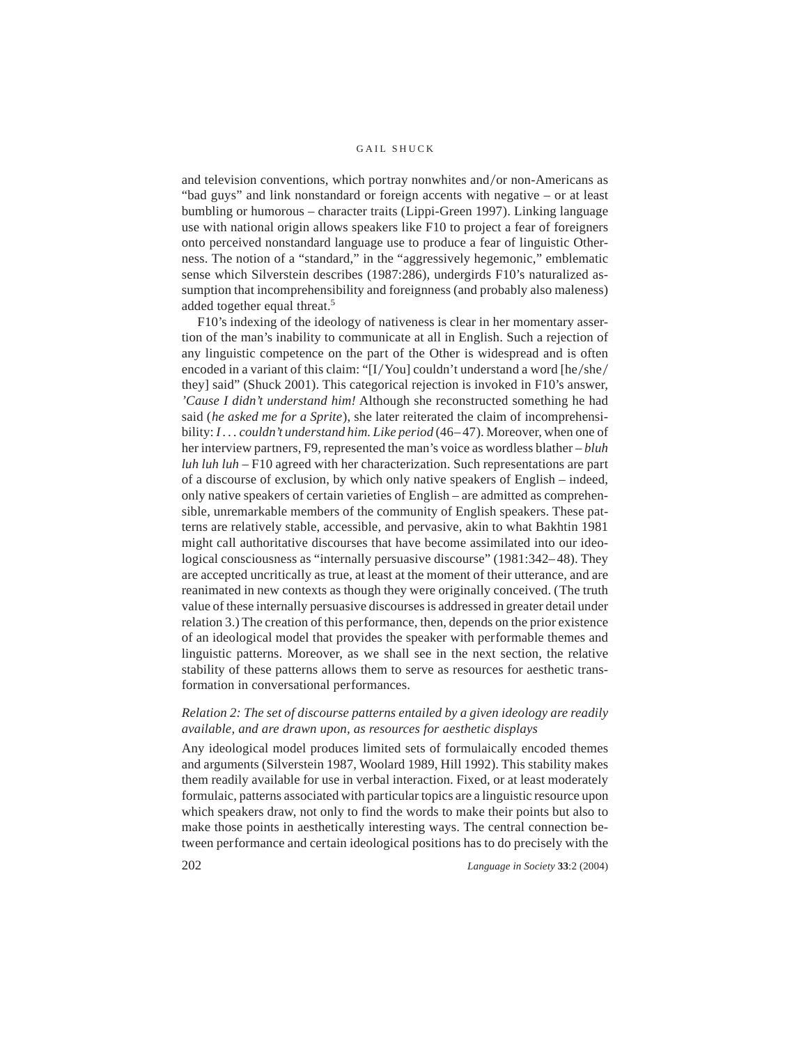and television conventions, which portray nonwhites and/or non-Americans as "bad guys" and link nonstandard or foreign accents with negative – or at least bumbling or humorous – character traits (Lippi-Green 1997). Linking language use with national origin allows speakers like F10 to project a fear of foreigners onto perceived nonstandard language use to produce a fear of linguistic Otherness. The notion of a "standard," in the "aggressively hegemonic," emblematic sense which Silverstein describes (1987:286), undergirds F10's naturalized assumption that incomprehensibility and foreignness (and probably also maleness) added together equal threat.[5]

F10's indexing of the ideology of nativeness is clear in her momentary assertion of the man's inability to communicate at all in English. Such a rejection of any linguistic competence on the part of the Other is widespread and is often encoded in a variant of this claim: "[I/You] couldn't understand a word [he/she/they] said" (Shuck 2001). This categorical rejection is invoked in F10's answer, *'Cause I didn't understand him!* Although she reconstructed something he had said (*he asked me for a Sprite*), she later reiterated the claim of incomprehensibility: *I . . . couldn't understand him. Like period* (46–47). Moreover, when one of her interview partners, F9, represented the man's voice as wordless blather – *bluh luh luh luh* – F10 agreed with her characterization. Such representations are part of a discourse of exclusion, by which only native speakers of English – indeed, only native speakers of certain varieties of English – are admitted as comprehensible, unremarkable members of the community of English speakers. These patterns are relatively stable, accessible, and pervasive, akin to what Bakhtin 1981 might call authoritative discourses that have become assimilated into our ideological consciousness as "internally persuasive discourse" (1981:342–48). They are accepted uncritically as true, at least at the moment of their utterance, and are reanimated in new contexts as though they were originally conceived. (The truth value of these internally persuasive discourses is addressed in greater detail under relation 3.) The creation of this performance, then, depends on the prior existence of an ideological model that provides the speaker with performable themes and linguistic patterns. Moreover, as we shall see in the next section, the relative stability of these patterns allows them to serve as resources for aesthetic transformation in conversational performances.

### *Relation 2: The set of discourse patterns entailed by a given ideology are readily available, and are drawn upon, as resources for aesthetic displays*

Any ideological model produces limited sets of formulaically encoded themes and arguments (Silverstein 1987, Woolard 1989, Hill 1992). This stability makes them readily available for use in verbal interaction. Fixed, or at least moderately formulaic, patterns associated with particular topics are a linguistic resource upon which speakers draw, not only to find the words to make their points but also to make those points in aesthetically interesting ways. The central connection between performance and certain ideological positions has to do precisely with the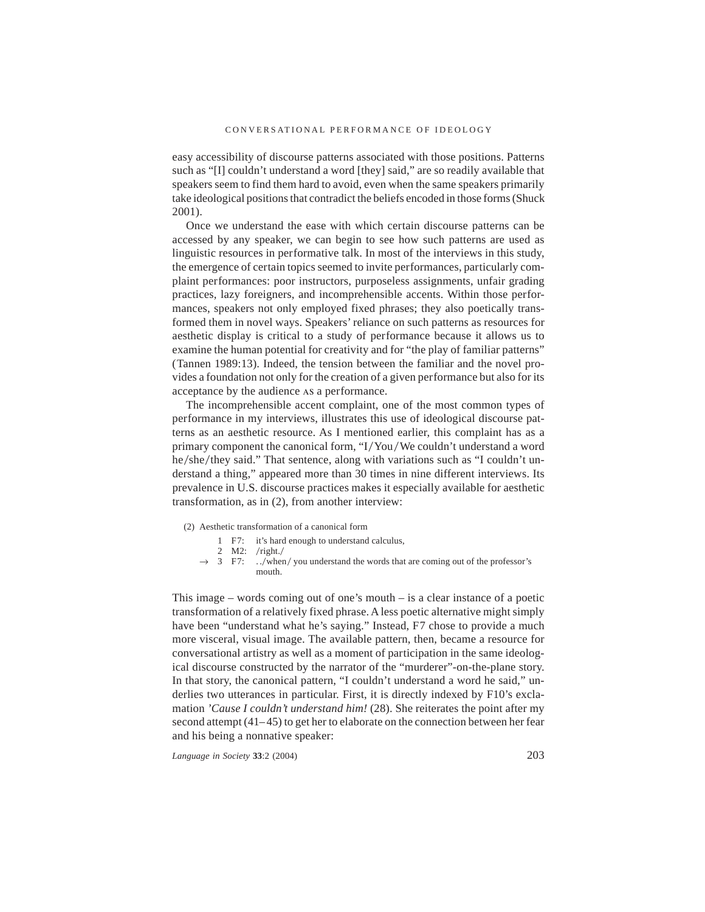easy accessibility of discourse patterns associated with those positions. Patterns such as "[I] couldn't understand a word [they] said," are so readily available that speakers seem to find them hard to avoid, even when the same speakers primarily take ideological positions that contradict the beliefs encoded in those forms (Shuck 2001).

Once we understand the ease with which certain discourse patterns can be accessed by any speaker, we can begin to see how such patterns are used as linguistic resources in performative talk. In most of the interviews in this study, the emergence of certain topics seemed to invite performances, particularly complaint performances: poor instructors, purposeless assignments, unfair grading practices, lazy foreigners, and incomprehensible accents. Within those performances, speakers not only employed fixed phrases; they also poetically transformed them in novel ways. Speakers' reliance on such patterns as resources for aesthetic display is critical to a study of performance because it allows us to examine the human potential for creativity and for "the play of familiar patterns" (Tannen 1989:13). Indeed, the tension between the familiar and the novel provides a foundation not only for the creation of a given performance but also for its acceptance by the audience AS a performance.

The incomprehensible accent complaint, one of the most common types of performance in my interviews, illustrates this use of ideological discourse patterns as an aesthetic resource. As I mentioned earlier, this complaint has as a primary component the canonical form, "I/You/We couldn't understand a word he/she/they said." That sentence, along with variations such as "I couldn't understand a thing," appeared more than 30 times in nine different interviews. Its prevalence in U.S. discourse practices makes it especially available for aesthetic transformation, as in (2), from another interview:

(2) Aesthetic transformation of a canonical form

```
     1  F7:   it's hard enough to understand calculus,
     2  M2:   /right./
  →  3  F7:   ../when/ you understand the words that are coming out of the professor's
              mouth.
```

This image – words coming out of one's mouth – is a clear instance of a poetic transformation of a relatively fixed phrase. A less poetic alternative might simply have been "understand what he's saying." Instead, F7 chose to provide a much more visceral, visual image. The available pattern, then, became a resource for conversational artistry as well as a moment of participation in the same ideological discourse constructed by the narrator of the "murderer"-on-the-plane story. In that story, the canonical pattern, "I couldn't understand a word he said," underlies two utterances in particular. First, it is directly indexed by F10's exclamation *'Cause I couldn't understand him!* (28). She reiterates the point after my second attempt (41–45) to get her to elaborate on the connection between her fear and his being a nonnative speaker: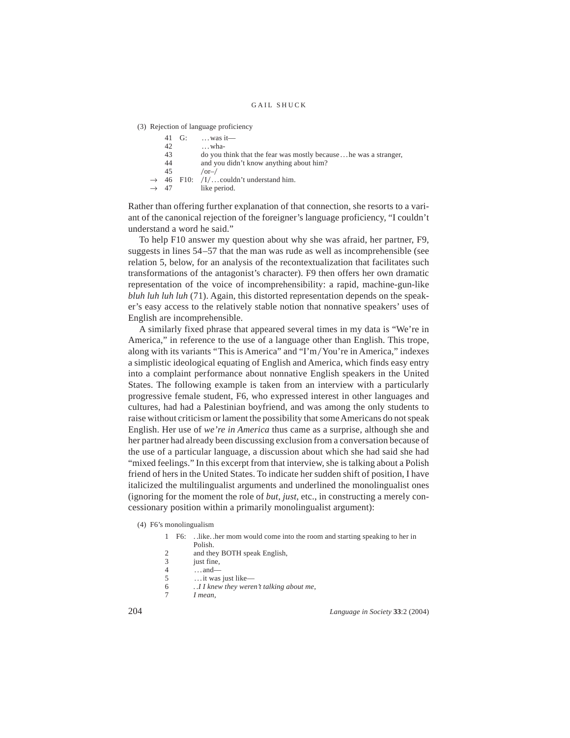(3) Rejection of language proficiency

```
     41  G:    ...was it—
     42          ...wha-
     43          do you think that the fear was mostly because...he was a stranger,
     44          and you didn't know anything about him?
     45          /or–/
→   46  F10:  /I/...couldn't understand him.
→   47          like period.
```

Rather than offering further explanation of that connection, she resorts to a variant of the canonical rejection of the foreigner's language proficiency, "I couldn't understand a word he said."

To help F10 answer my question about why she was afraid, her partner, F9, suggests in lines 54–57 that the man was rude as well as incomprehensible (see relation 5, below, for an analysis of the recontextualization that facilitates such transformations of the antagonist's character). F9 then offers her own dramatic representation of the voice of incomprehensibility: a rapid, machine-gun-like *bluh luh luh luh* (71). Again, this distorted representation depends on the speaker's easy access to the relatively stable notion that nonnative speakers' uses of English are incomprehensible.

A similarly fixed phrase that appeared several times in my data is "We're in America," in reference to the use of a language other than English. This trope, along with its variants "This is America" and "I'm/You're in America," indexes a simplistic ideological equating of English and America, which finds easy entry into a complaint performance about nonnative English speakers in the United States. The following example is taken from an interview with a particularly progressive female student, F6, who expressed interest in other languages and cultures, had had a Palestinian boyfriend, and was among the only students to raise without criticism or lament the possibility that some Americans do not speak English. Her use of *we're in America* thus came as a surprise, although she and her partner had already been discussing exclusion from a conversation because of the use of a particular language, a discussion about which she had said she had "mixed feelings." In this excerpt from that interview, she is talking about a Polish friend of hers in the United States. To indicate her sudden shift of position, I have italicized the multilingualist arguments and underlined the monolingualist ones (ignoring for the moment the role of *but*, *just*, etc., in constructing a merely concessionary position within a primarily monolingualist argument):

(4) F6's monolingualism

1 F6: . .like. .her mom would come into the room and starting speaking to her in Polish.
2 and they BOTH speak English,
3 just fine,
4 ...and—
5 ...it was just like—
6 *. .I I knew they weren't talking about me,*
7 *I mean,*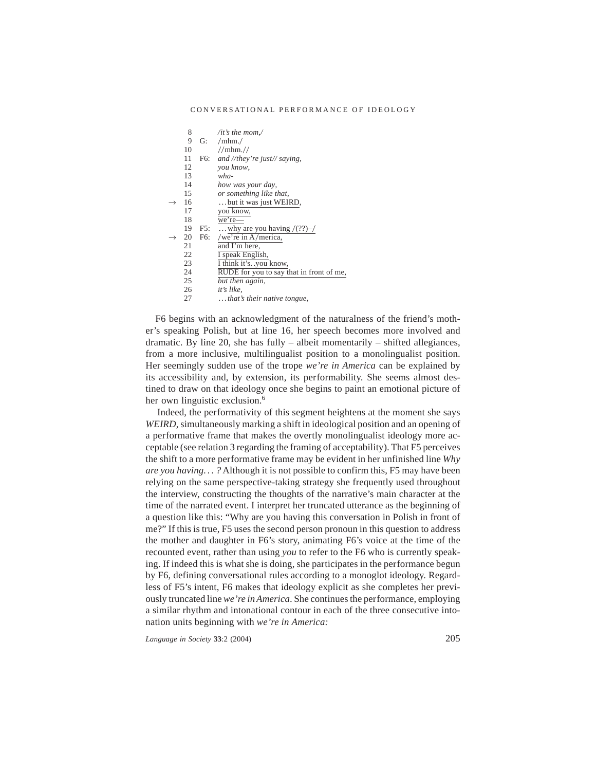| | | | |
|---|---|---|---|
| | 8 | | */it's the mom,/* |
| | 9 | G: | /mhm./ |
| | 10 | | //mhm.// |
| | 11 | F6: | *and //they're just// saying,* |
| | 12 | | *you know,* |
| | 13 | | *wha-* |
| | 14 | | *how was your day,* |
| | 15 | | *or something like that,* |
| → | 16 | | . . . <u>but it was just WEIRD,</u> |
| | 17 | | <u>you know,</u> |
| | 18 | | <u>we're—</u> |
| | 19 | F5: | <u>. . . why are you having /(??)–/</u> |
| → | 20 | F6: | <u>/we're in A/merica,</u> |
| | 21 | | <u>and I'm here,</u> |
| | 22 | | <u>I speak English,</u> |
| | 23 | | <u>I think it's. .you know,</u> |
| | 24 | | <u>RUDE for you to say that in front of me,</u> |
| | 25 | | *but then again,* |
| | 26 | | *it's like,* |
| | 27 | | *. . . that's their native tongue,* |

F6 begins with an acknowledgment of the naturalness of the friend's mother's speaking Polish, but at line 16, her speech becomes more involved and dramatic. By line 20, she has fully – albeit momentarily – shifted allegiances, from a more inclusive, multilingualist position to a monolingualist position. Her seemingly sudden use of the trope *we're in America* can be explained by its accessibility and, by extension, its performability. She seems almost destined to draw on that ideology once she begins to paint an emotional picture of her own linguistic exclusion.[6]

Indeed, the performativity of this segment heightens at the moment she says *WEIRD*, simultaneously marking a shift in ideological position and an opening of a performative frame that makes the overtly monolingualist ideology more acceptable (see relation 3 regarding the framing of acceptability). That F5 perceives the shift to a more performative frame may be evident in her unfinished line *Why are you having. . . ?* Although it is not possible to confirm this, F5 may have been relying on the same perspective-taking strategy she frequently used throughout the interview, constructing the thoughts of the narrative's main character at the time of the narrated event. I interpret her truncated utterance as the beginning of a question like this: "Why are you having this conversation in Polish in front of me?" If this is true, F5 uses the second person pronoun in this question to address the mother and daughter in F6's story, animating F6's voice at the time of the recounted event, rather than using *you* to refer to the F6 who is currently speaking. If indeed this is what she is doing, she participates in the performance begun by F6, defining conversational rules according to a monoglot ideology. Regardless of F5's intent, F6 makes that ideology explicit as she completes her previously truncated line *we're in America*. She continues the performance, employing a similar rhythm and intonational contour in each of the three consecutive intonation units beginning with *we're in America:*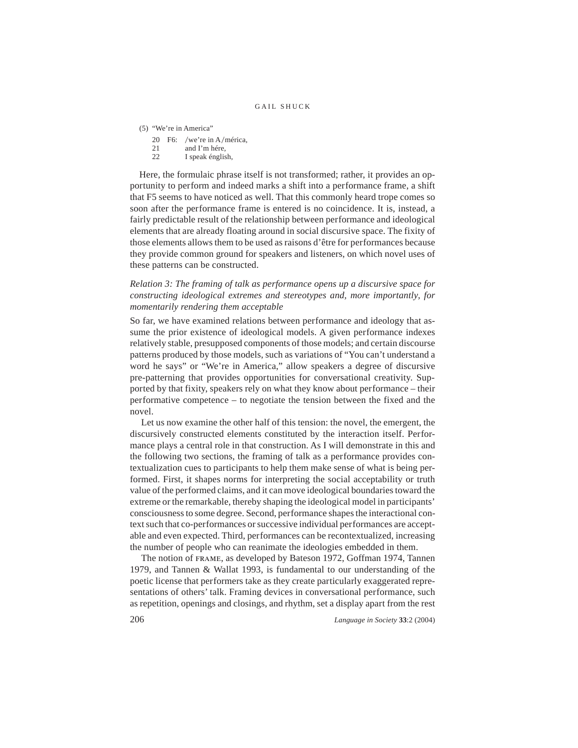(5) "We're in America"

```
20  F6:  /we're in A/mérica,
21       and I'm hére,
22       I speak énglish,
```

Here, the formulaic phrase itself is not transformed; rather, it provides an opportunity to perform and indeed marks a shift into a performance frame, a shift that F5 seems to have noticed as well. That this commonly heard trope comes so soon after the performance frame is entered is no coincidence. It is, instead, a fairly predictable result of the relationship between performance and ideological elements that are already floating around in social discursive space. The fixity of those elements allows them to be used as raisons d'être for performances because they provide common ground for speakers and listeners, on which novel uses of these patterns can be constructed.

*Relation 3: The framing of talk as performance opens up a discursive space for constructing ideological extremes and stereotypes and, more importantly, for momentarily rendering them acceptable*

So far, we have examined relations between performance and ideology that assume the prior existence of ideological models. A given performance indexes relatively stable, presupposed components of those models; and certain discourse patterns produced by those models, such as variations of "You can't understand a word he says" or "We're in America," allow speakers a degree of discursive pre-patterning that provides opportunities for conversational creativity. Supported by that fixity, speakers rely on what they know about performance – their performative competence – to negotiate the tension between the fixed and the novel.

Let us now examine the other half of this tension: the novel, the emergent, the discursively constructed elements constituted by the interaction itself. Performance plays a central role in that construction. As I will demonstrate in this and the following two sections, the framing of talk as a performance provides contextualization cues to participants to help them make sense of what is being performed. First, it shapes norms for interpreting the social acceptability or truth value of the performed claims, and it can move ideological boundaries toward the extreme or the remarkable, thereby shaping the ideological model in participants' consciousness to some degree. Second, performance shapes the interactional context such that co-performances or successive individual performances are acceptable and even expected. Third, performances can be recontextualized, increasing the number of people who can reanimate the ideologies embedded in them.

The notion of FRAME, as developed by Bateson 1972, Goffman 1974, Tannen 1979, and Tannen & Wallat 1993, is fundamental to our understanding of the poetic license that performers take as they create particularly exaggerated representations of others' talk. Framing devices in conversational performance, such as repetition, openings and closings, and rhythm, set a display apart from the rest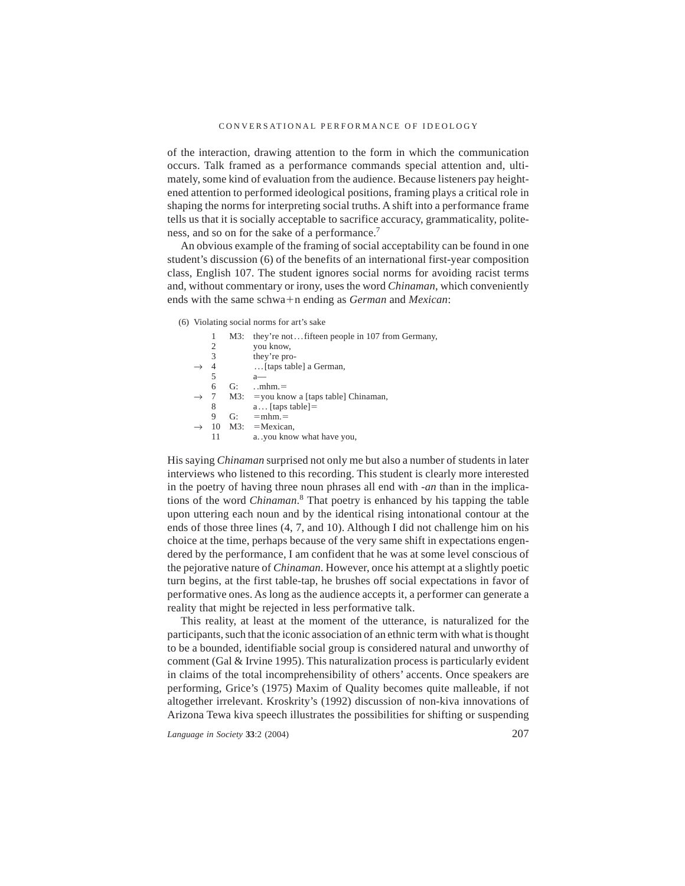of the interaction, drawing attention to the form in which the communication occurs. Talk framed as a performance commands special attention and, ultimately, some kind of evaluation from the audience. Because listeners pay heightened attention to performed ideological positions, framing plays a critical role in shaping the norms for interpreting social truths. A shift into a performance frame tells us that it is socially acceptable to sacrifice accuracy, grammaticality, politeness, and so on for the sake of a performance.[7]

An obvious example of the framing of social acceptability can be found in one student's discussion (6) of the benefits of an international first-year composition class, English 107. The student ignores social norms for avoiding racist terms and, without commentary or irony, uses the word *Chinaman,* which conveniently ends with the same schwa+n ending as *German* and *Mexican*:

(6) Violating social norms for art's sake

```
       1    M3:  they're not…fifteen people in 107 from Germany,
       2         you know,
       3         they're pro-
  →    4         …[taps table] a German,
       5         a—
       6    G:   ..mhm.=
  →    7    M3:  =you know a [taps table] Chinaman,
       8         a… [taps table]=
       9    G:   =mhm.=
  →   10    M3:  =Mexican,
      11         a..you know what have you,
```

His saying *Chinaman* surprised not only me but also a number of students in later interviews who listened to this recording. This student is clearly more interested in the poetry of having three noun phrases all end with *-an* than in the implications of the word *Chinaman*.[8] That poetry is enhanced by his tapping the table upon uttering each noun and by the identical rising intonational contour at the ends of those three lines (4, 7, and 10). Although I did not challenge him on his choice at the time, perhaps because of the very same shift in expectations engendered by the performance, I am confident that he was at some level conscious of the pejorative nature of *Chinaman*. However, once his attempt at a slightly poetic turn begins, at the first table-tap, he brushes off social expectations in favor of performative ones. As long as the audience accepts it, a performer can generate a reality that might be rejected in less performative talk.

This reality, at least at the moment of the utterance, is naturalized for the participants, such that the iconic association of an ethnic term with what is thought to be a bounded, identifiable social group is considered natural and unworthy of comment (Gal & Irvine 1995). This naturalization process is particularly evident in claims of the total incomprehensibility of others' accents. Once speakers are performing, Grice's (1975) Maxim of Quality becomes quite malleable, if not altogether irrelevant. Kroskrity's (1992) discussion of non-kiva innovations of Arizona Tewa kiva speech illustrates the possibilities for shifting or suspending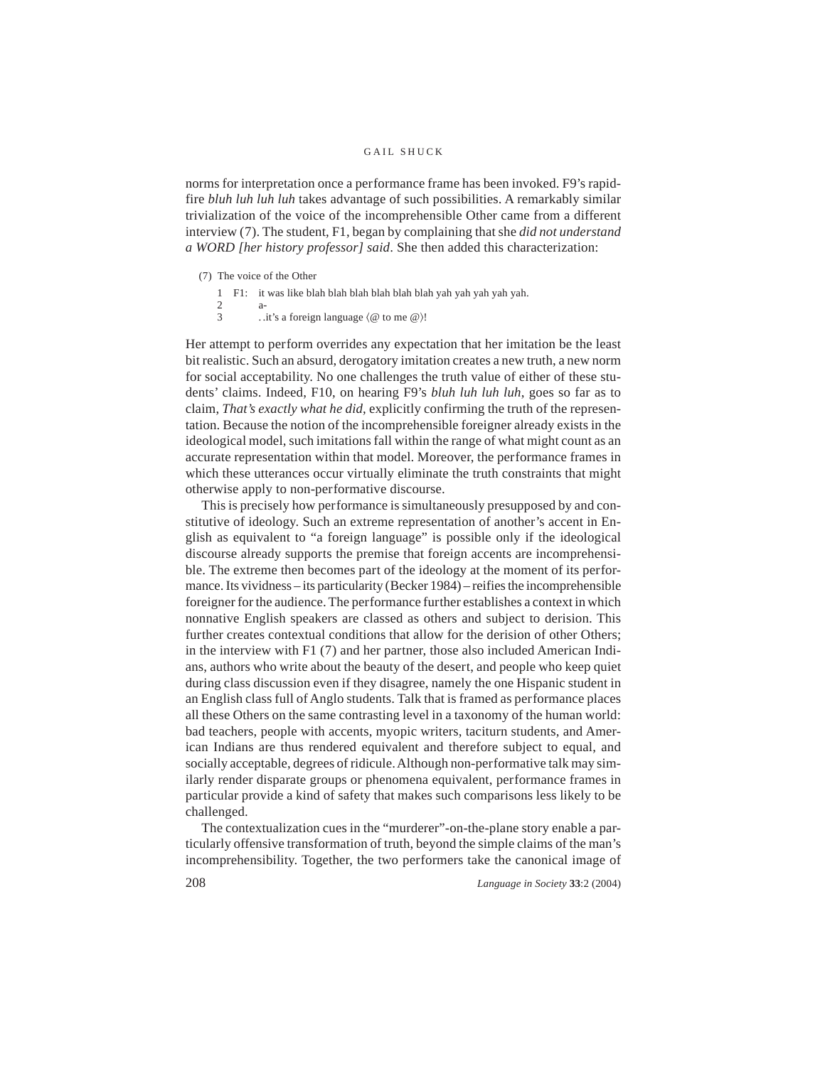norms for interpretation once a performance frame has been invoked. F9's rapid-fire *bluh luh luh luh* takes advantage of such possibilities. A remarkably similar trivialization of the voice of the incomprehensible Other came from a different interview (7). The student, F1, began by complaining that she *did not understand a WORD [her history professor] said*. She then added this characterization:

(7) The voice of the Other

```
1  F1:  it was like blah blah blah blah blah blah yah yah yah yah yah.
2       a-
3       ..it's a foreign language ⟨@ to me @⟩!
```

Her attempt to perform overrides any expectation that her imitation be the least bit realistic. Such an absurd, derogatory imitation creates a new truth, a new norm for social acceptability. No one challenges the truth value of either of these students' claims. Indeed, F10, on hearing F9's *bluh luh luh luh*, goes so far as to claim, *That's exactly what he did*, explicitly confirming the truth of the representation. Because the notion of the incomprehensible foreigner already exists in the ideological model, such imitations fall within the range of what might count as an accurate representation within that model. Moreover, the performance frames in which these utterances occur virtually eliminate the truth constraints that might otherwise apply to non-performative discourse.

This is precisely how performance is simultaneously presupposed by and constitutive of ideology. Such an extreme representation of another's accent in English as equivalent to "a foreign language" is possible only if the ideological discourse already supports the premise that foreign accents are incomprehensible. The extreme then becomes part of the ideology at the moment of its performance. Its vividness – its particularity (Becker 1984) – reifies the incomprehensible foreigner for the audience. The performance further establishes a context in which nonnative English speakers are classed as others and subject to derision. This further creates contextual conditions that allow for the derision of other Others; in the interview with F1 (7) and her partner, those also included American Indians, authors who write about the beauty of the desert, and people who keep quiet during class discussion even if they disagree, namely the one Hispanic student in an English class full of Anglo students. Talk that is framed as performance places all these Others on the same contrasting level in a taxonomy of the human world: bad teachers, people with accents, myopic writers, taciturn students, and American Indians are thus rendered equivalent and therefore subject to equal, and socially acceptable, degrees of ridicule. Although non-performative talk may similarly render disparate groups or phenomena equivalent, performance frames in particular provide a kind of safety that makes such comparisons less likely to be challenged.

The contextualization cues in the "murderer"-on-the-plane story enable a particularly offensive transformation of truth, beyond the simple claims of the man's incomprehensibility. Together, the two performers take the canonical image of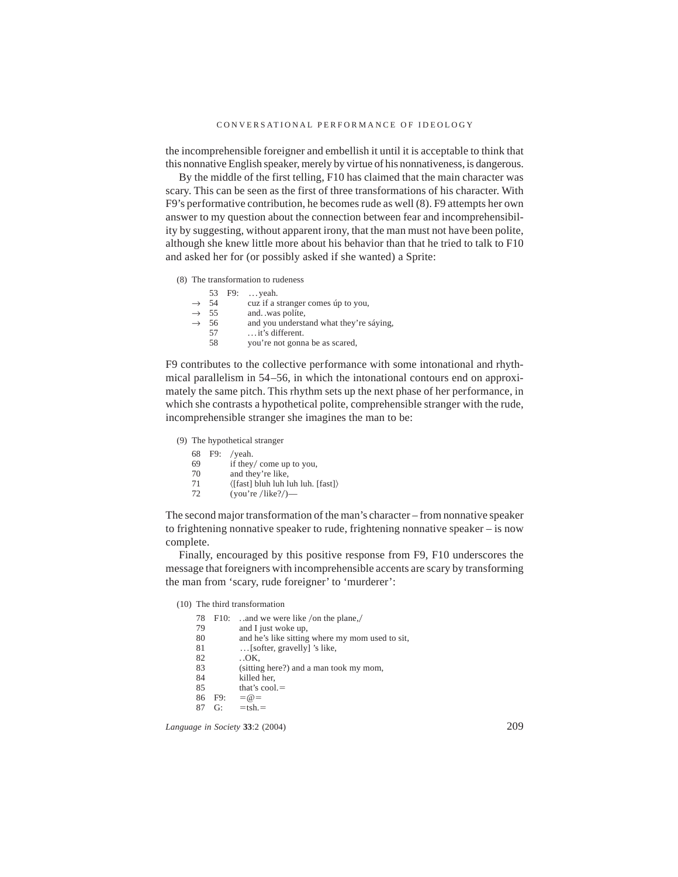the incomprehensible foreigner and embellish it until it is acceptable to think that this nonnative English speaker, merely by virtue of his nonnativeness, is dangerous.

By the middle of the first telling, F10 has claimed that the main character was scary. This can be seen as the first of three transformations of his character. With F9's performative contribution, he becomes rude as well (8). F9 attempts her own answer to my question about the connection between fear and incomprehensibility by suggesting, without apparent irony, that the man must not have been polite, although she knew little more about his behavior than that he tried to talk to F10 and asked her for (or possibly asked if she wanted) a Sprite:

(8) The transformation to rudeness

```
    53  F9:  ...yeah.
→   54       cuz if a stranger comes úp to you,
→   55       and..was políte,
→   56       and you understand what they're sáying,
    57       ...it's different.
    58       you're not gonna be as scared,
```

F9 contributes to the collective performance with some intonational and rhythmical parallelism in 54–56, in which the intonational contours end on approximately the same pitch. This rhythm sets up the next phase of her performance, in which she contrasts a hypothetical polite, comprehensible stranger with the rude, incomprehensible stranger she imagines the man to be:

(9) The hypothetical stranger

```
68  F9:  /yeah.
69       if they/ come up to you,
70       and they're like,
71       ⟨[fast] bluh luh luh luh. [fast]⟩
72       (you're /like?/)—
```

The second major transformation of the man's character – from nonnative speaker to frightening nonnative speaker to rude, frightening nonnative speaker – is now complete.

Finally, encouraged by this positive response from F9, F10 underscores the message that foreigners with incomprehensible accents are scary by transforming the man from 'scary, rude foreigner' to 'murderer':

(10) The third transformation

```
78  F10:  ..and we were like /on the plane,/
79        and I just woke up,
80        and he's like sitting where my mom used to sit,
81        ...[softer, gravelly] 's like,
82        ..OK,
83        (sitting here?) and a man took my mom,
84        killed her,
85        that's cool.=
86  F9:   =@=
87  G:    =tsh.=
```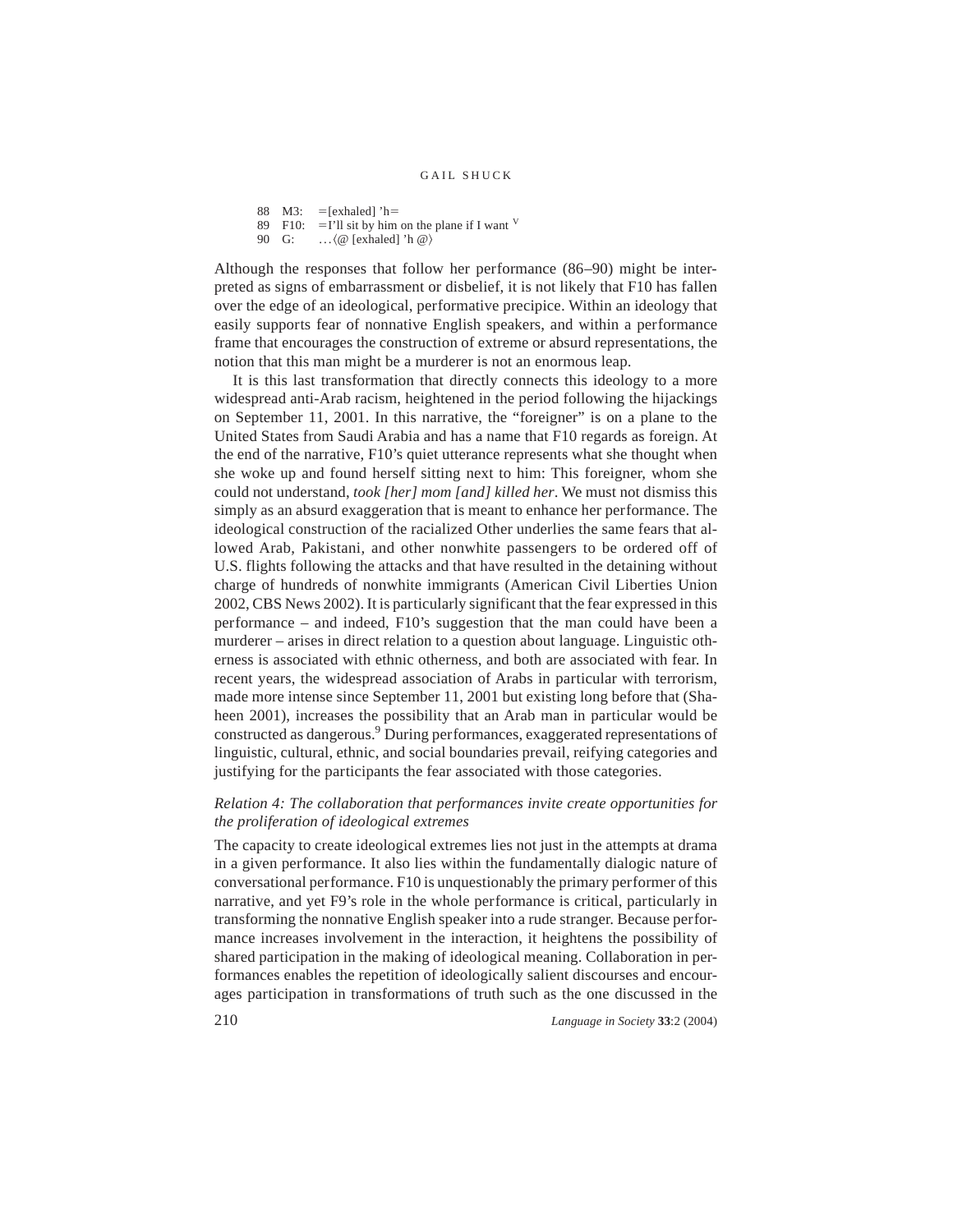88 M3: =[exhaled] 'h=
89 F10: =I'll sit by him on the plane if I want [V]
90 G: …⟨@ [exhaled] 'h @⟩

Although the responses that follow her performance (86–90) might be interpreted as signs of embarrassment or disbelief, it is not likely that F10 has fallen over the edge of an ideological, performative precipice. Within an ideology that easily supports fear of nonnative English speakers, and within a performance frame that encourages the construction of extreme or absurd representations, the notion that this man might be a murderer is not an enormous leap.

It is this last transformation that directly connects this ideology to a more widespread anti-Arab racism, heightened in the period following the hijackings on September 11, 2001. In this narrative, the "foreigner" is on a plane to the United States from Saudi Arabia and has a name that F10 regards as foreign. At the end of the narrative, F10's quiet utterance represents what she thought when she woke up and found herself sitting next to him: This foreigner, whom she could not understand, *took [her] mom [and] killed her*. We must not dismiss this simply as an absurd exaggeration that is meant to enhance her performance. The ideological construction of the racialized Other underlies the same fears that allowed Arab, Pakistani, and other nonwhite passengers to be ordered off of U.S. flights following the attacks and that have resulted in the detaining without charge of hundreds of nonwhite immigrants (American Civil Liberties Union 2002, CBS News 2002). It is particularly significant that the fear expressed in this performance – and indeed, F10's suggestion that the man could have been a murderer – arises in direct relation to a question about language. Linguistic otherness is associated with ethnic otherness, and both are associated with fear. In recent years, the widespread association of Arabs in particular with terrorism, made more intense since September 11, 2001 but existing long before that (Shaheen 2001), increases the possibility that an Arab man in particular would be constructed as dangerous.[9] During performances, exaggerated representations of linguistic, cultural, ethnic, and social boundaries prevail, reifying categories and justifying for the participants the fear associated with those categories.

*Relation 4: The collaboration that performances invite create opportunities for the proliferation of ideological extremes*

The capacity to create ideological extremes lies not just in the attempts at drama in a given performance. It also lies within the fundamentally dialogic nature of conversational performance. F10 is unquestionably the primary performer of this narrative, and yet F9's role in the whole performance is critical, particularly in transforming the nonnative English speaker into a rude stranger. Because performance increases involvement in the interaction, it heightens the possibility of shared participation in the making of ideological meaning. Collaboration in performances enables the repetition of ideologically salient discourses and encourages participation in transformations of truth such as the one discussed in the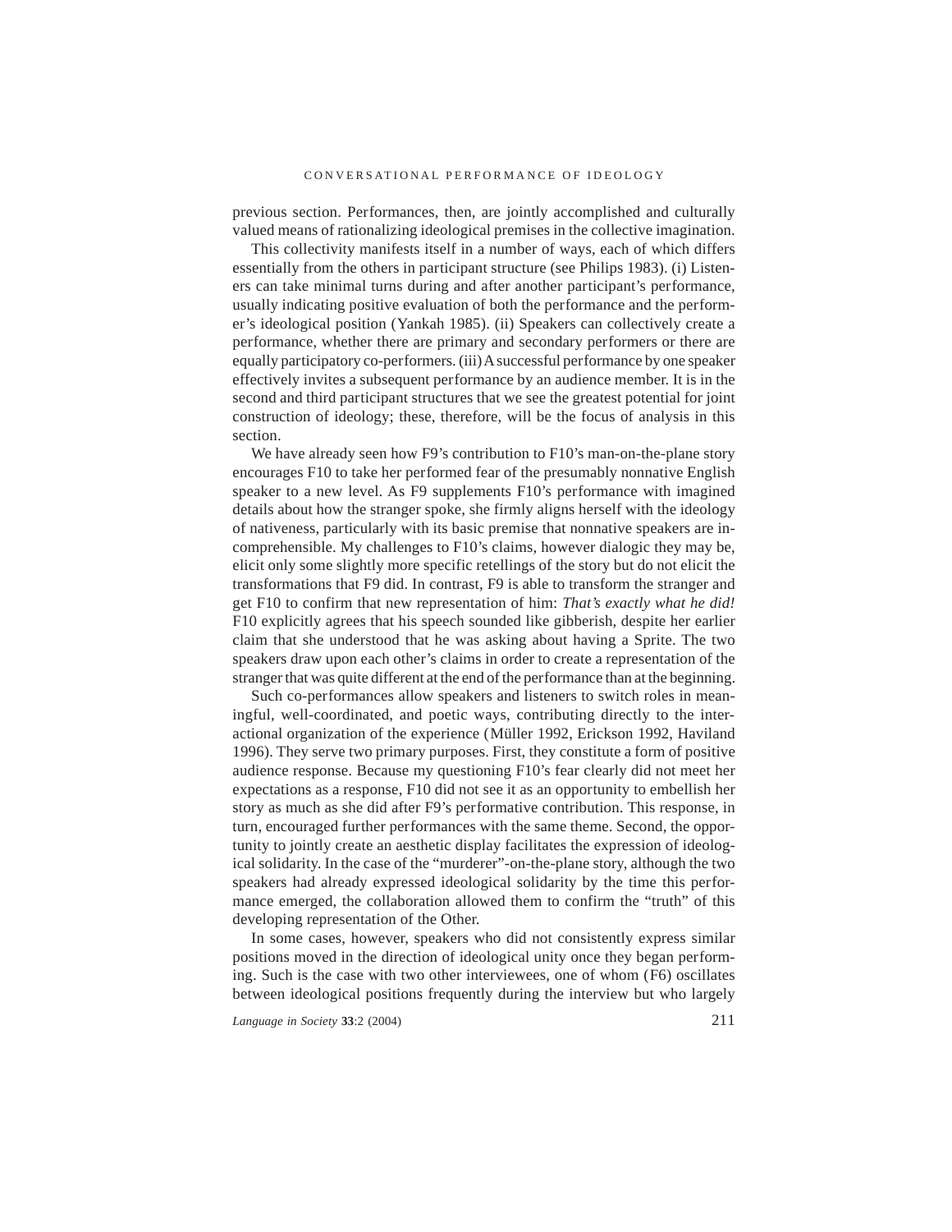previous section. Performances, then, are jointly accomplished and culturally valued means of rationalizing ideological premises in the collective imagination.

This collectivity manifests itself in a number of ways, each of which differs essentially from the others in participant structure (see Philips 1983). (i) Listeners can take minimal turns during and after another participant's performance, usually indicating positive evaluation of both the performance and the performer's ideological position (Yankah 1985). (ii) Speakers can collectively create a performance, whether there are primary and secondary performers or there are equally participatory co-performers. (iii) A successful performance by one speaker effectively invites a subsequent performance by an audience member. It is in the second and third participant structures that we see the greatest potential for joint construction of ideology; these, therefore, will be the focus of analysis in this section.

We have already seen how F9's contribution to F10's man-on-the-plane story encourages F10 to take her performed fear of the presumably nonnative English speaker to a new level. As F9 supplements F10's performance with imagined details about how the stranger spoke, she firmly aligns herself with the ideology of nativeness, particularly with its basic premise that nonnative speakers are incomprehensible. My challenges to F10's claims, however dialogic they may be, elicit only some slightly more specific retellings of the story but do not elicit the transformations that F9 did. In contrast, F9 is able to transform the stranger and get F10 to confirm that new representation of him: *That's exactly what he did!* F10 explicitly agrees that his speech sounded like gibberish, despite her earlier claim that she understood that he was asking about having a Sprite. The two speakers draw upon each other's claims in order to create a representation of the stranger that was quite different at the end of the performance than at the beginning.

Such co-performances allow speakers and listeners to switch roles in meaningful, well-coordinated, and poetic ways, contributing directly to the interactional organization of the experience (Müller 1992, Erickson 1992, Haviland 1996). They serve two primary purposes. First, they constitute a form of positive audience response. Because my questioning F10's fear clearly did not meet her expectations as a response, F10 did not see it as an opportunity to embellish her story as much as she did after F9's performative contribution. This response, in turn, encouraged further performances with the same theme. Second, the opportunity to jointly create an aesthetic display facilitates the expression of ideological solidarity. In the case of the "murderer"-on-the-plane story, although the two speakers had already expressed ideological solidarity by the time this performance emerged, the collaboration allowed them to confirm the "truth" of this developing representation of the Other.

In some cases, however, speakers who did not consistently express similar positions moved in the direction of ideological unity once they began performing. Such is the case with two other interviewees, one of whom (F6) oscillates between ideological positions frequently during the interview but who largely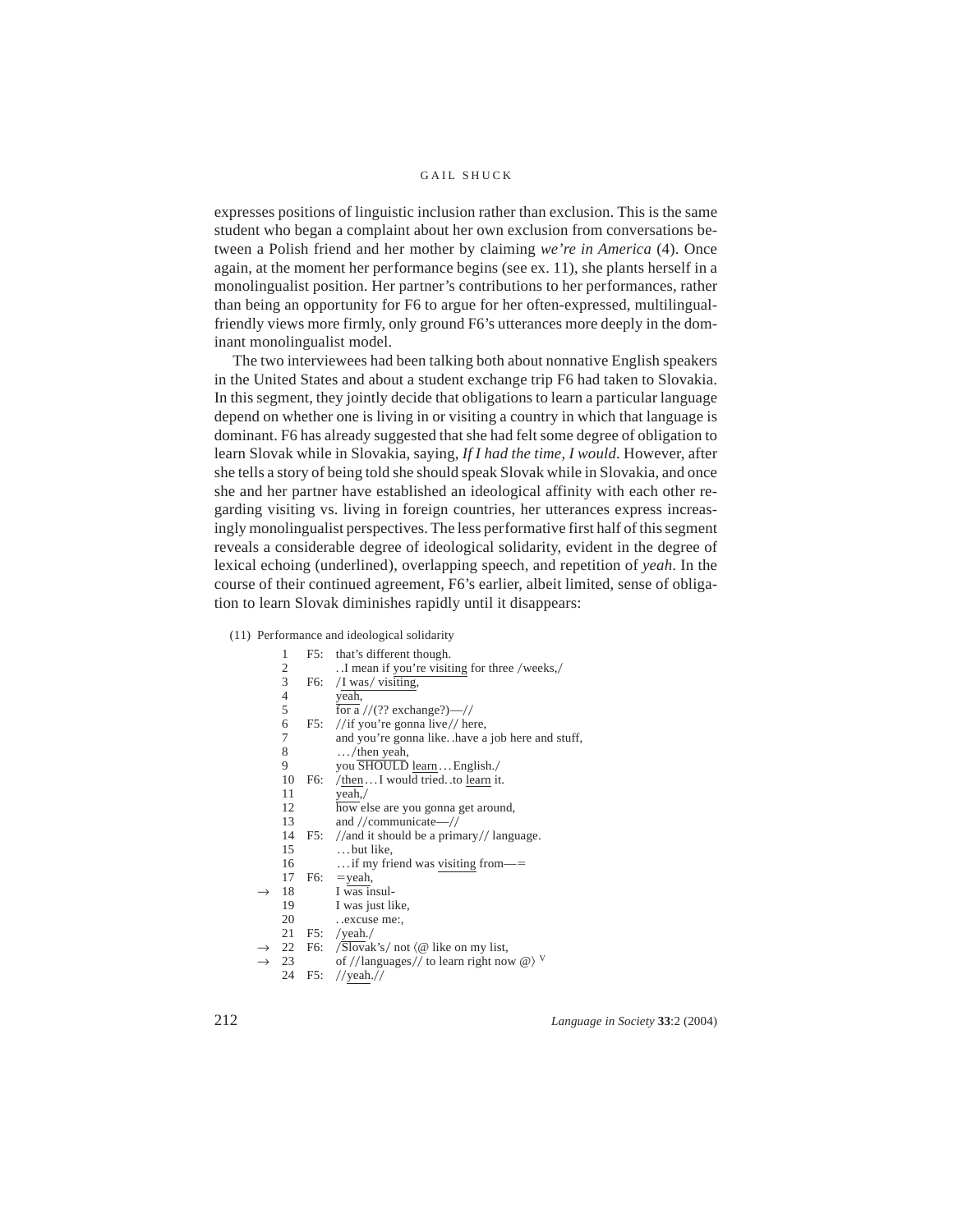expresses positions of linguistic inclusion rather than exclusion. This is the same student who began a complaint about her own exclusion from conversations between a Polish friend and her mother by claiming *we're in America* (4). Once again, at the moment her performance begins (see ex. 11), she plants herself in a monolingualist position. Her partner's contributions to her performances, rather than being an opportunity for F6 to argue for her often-expressed, multilingual-friendly views more firmly, only ground F6's utterances more deeply in the dominant monolingualist model.

The two interviewees had been talking both about nonnative English speakers in the United States and about a student exchange trip F6 had taken to Slovakia. In this segment, they jointly decide that obligations to learn a particular language depend on whether one is living in or visiting a country in which that language is dominant. F6 has already suggested that she had felt some degree of obligation to learn Slovak while in Slovakia, saying, *If I had the time, I would*. However, after she tells a story of being told she should speak Slovak while in Slovakia, and once she and her partner have established an ideological affinity with each other regarding visiting vs. living in foreign countries, her utterances express increasingly monolingualist perspectives. The less performative first half of this segment reveals a considerable degree of ideological solidarity, evident in the degree of lexical echoing (underlined), overlapping speech, and repetition of *yeah*. In the course of their continued agreement, F6's earlier, albeit limited, sense of obligation to learn Slovak diminishes rapidly until it disappears:

(11) Performance and ideological solidarity

```
      1   F5:  that's different though.
      2        . .I mean if you're visiting for three /weeks,/
      3   F6:  /I was/ visiting,
      4        yeah,
      5        for a //(?? exchange?)—//
      6   F5:  //if you're gonna live// here,
      7        and you're gonna like. .have a job here and stuff,
      8        . . . /then yeah,
      9        you SHOULD learn. . . English./
     10   F6:  /then. . . I would tried. .to learn it.
     11        yeah,/
     12        how else are you gonna get around,
     13        and //communicate—//
     14   F5:  //and it should be a primary// language.
     15        . . . but like,
     16        . . . if my friend was visiting from—=
     17   F6:  =yeah,
→    18        I was insul-
     19        I was just like,
     20        . .excuse me:,
     21   F5:  /yeah./
→    22   F6:  /Slovak's/ not ⟨@ like on my list,
→    23        of //languages// to learn right now @⟩ V
     24   F5:  //yeah.//
```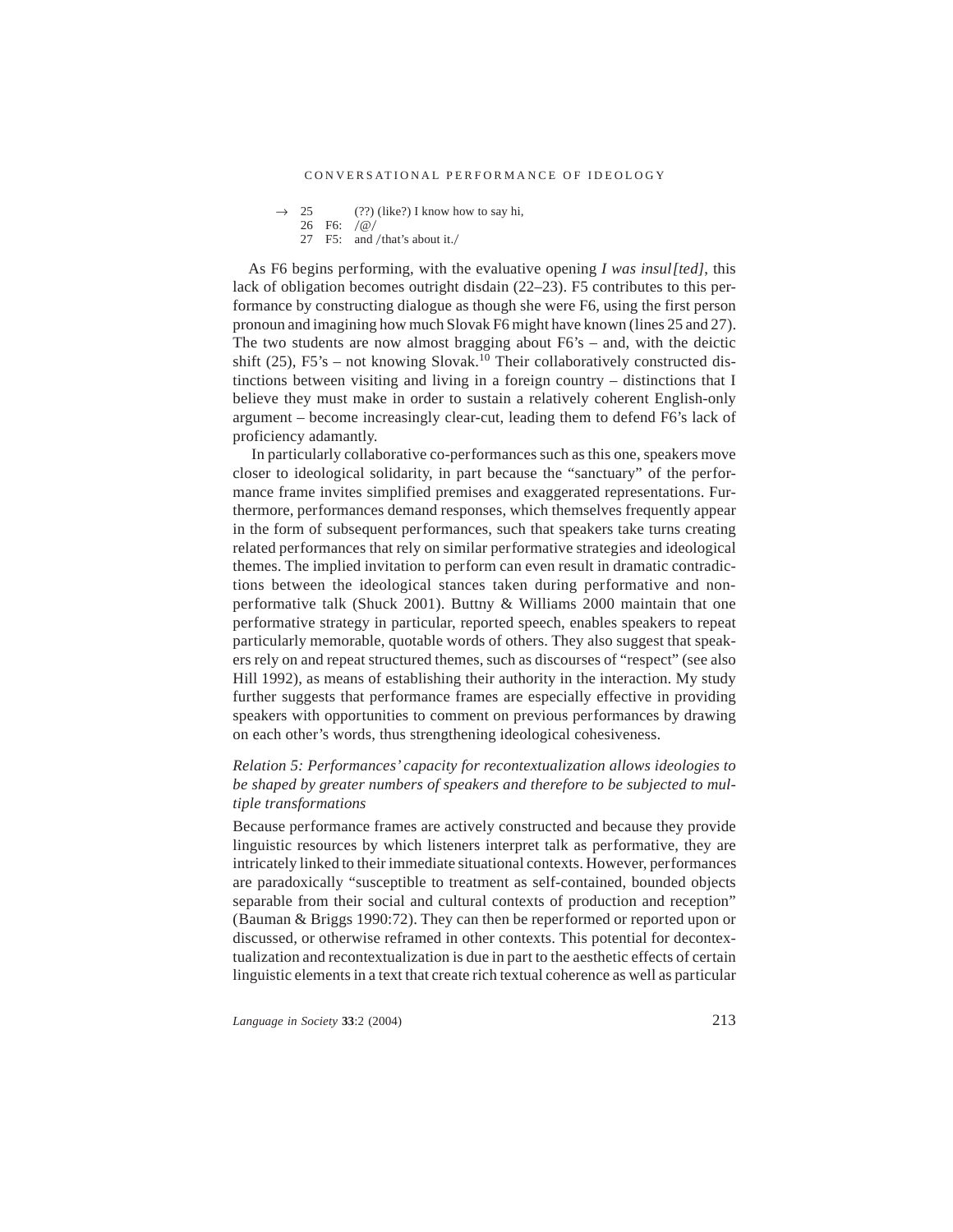```
→ 25        (??) (like?) I know how to say hi,
  26  F6:   /@/
  27  F5:   and /that's about it./
```

As F6 begins performing, with the evaluative opening *I was insul[ted]*, this lack of obligation becomes outright disdain (22–23). F5 contributes to this performance by constructing dialogue as though she were F6, using the first person pronoun and imagining how much Slovak F6 might have known (lines 25 and 27). The two students are now almost bragging about F6's – and, with the deictic shift (25), F5's – not knowing Slovak.[10] Their collaboratively constructed distinctions between visiting and living in a foreign country – distinctions that I believe they must make in order to sustain a relatively coherent English-only argument – become increasingly clear-cut, leading them to defend F6's lack of proficiency adamantly.

In particularly collaborative co-performances such as this one, speakers move closer to ideological solidarity, in part because the "sanctuary" of the performance frame invites simplified premises and exaggerated representations. Furthermore, performances demand responses, which themselves frequently appear in the form of subsequent performances, such that speakers take turns creating related performances that rely on similar performative strategies and ideological themes. The implied invitation to perform can even result in dramatic contradictions between the ideological stances taken during performative and nonperformative talk (Shuck 2001). Buttny & Williams 2000 maintain that one performative strategy in particular, reported speech, enables speakers to repeat particularly memorable, quotable words of others. They also suggest that speakers rely on and repeat structured themes, such as discourses of "respect" (see also Hill 1992), as means of establishing their authority in the interaction. My study further suggests that performance frames are especially effective in providing speakers with opportunities to comment on previous performances by drawing on each other's words, thus strengthening ideological cohesiveness.

*Relation 5: Performances' capacity for recontextualization allows ideologies to be shaped by greater numbers of speakers and therefore to be subjected to multiple transformations*

Because performance frames are actively constructed and because they provide linguistic resources by which listeners interpret talk as performative, they are intricately linked to their immediate situational contexts. However, performances are paradoxically "susceptible to treatment as self-contained, bounded objects separable from their social and cultural contexts of production and reception" (Bauman & Briggs 1990:72). They can then be reperformed or reported upon or discussed, or otherwise reframed in other contexts. This potential for decontextualization and recontextualization is due in part to the aesthetic effects of certain linguistic elements in a text that create rich textual coherence as well as particular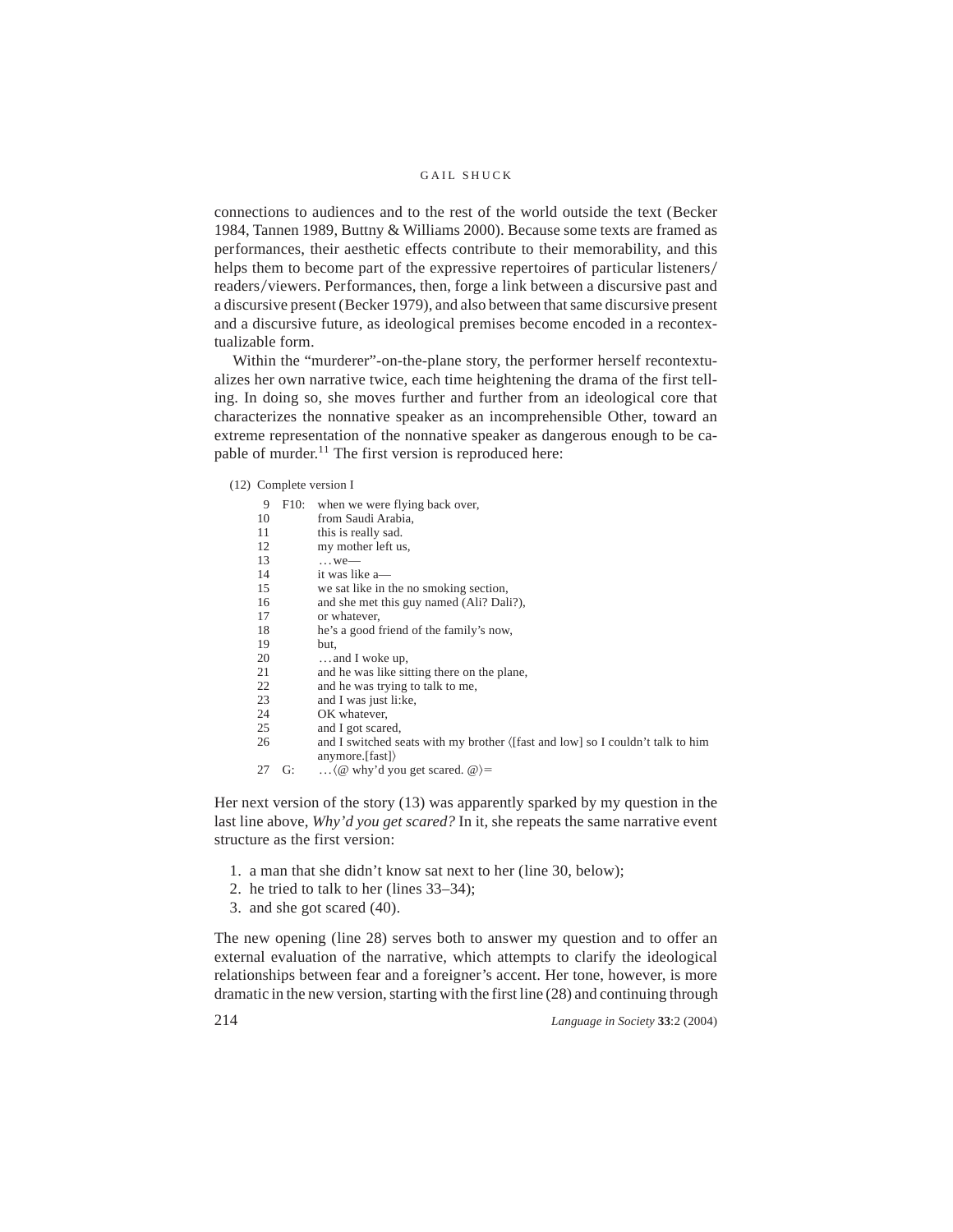connections to audiences and to the rest of the world outside the text (Becker 1984, Tannen 1989, Buttny & Williams 2000). Because some texts are framed as performances, their aesthetic effects contribute to their memorability, and this helps them to become part of the expressive repertoires of particular listeners/readers/viewers. Performances, then, forge a link between a discursive past and a discursive present (Becker 1979), and also between that same discursive present and a discursive future, as ideological premises become encoded in a recontextualizable form.

Within the "murderer"-on-the-plane story, the performer herself recontextualizes her own narrative twice, each time heightening the drama of the first telling. In doing so, she moves further and further from an ideological core that characterizes the nonnative speaker as an incomprehensible Other, toward an extreme representation of the nonnative speaker as dangerous enough to be capable of murder.[11] The first version is reproduced here:

(12) Complete version I

```
 9  F10:  when we were flying back over,
10        from Saudi Arabia,
11        this is really sad.
12        my mother left us,
13        ...we—
14        it was like a—
15        we sat like in the no smoking section,
16        and she met this guy named (Ali? Dali?),
17        or whatever,
18        he's a good friend of the family's now,
19        but,
20        ...and I woke up,
21        and he was like sitting there on the plane,
22        and he was trying to talk to me,
23        and I was just li:ke,
24        OK whatever,
25        and I got scared,
26        and I switched seats with my brother ⟨[fast and low] so I couldn't talk to him
          anymore.[fast]⟩
27  G:    ...⟨@ why'd you get scared. @⟩=
```

Her next version of the story (13) was apparently sparked by my question in the last line above, *Why'd you get scared?* In it, she repeats the same narrative event structure as the first version:

1. a man that she didn't know sat next to her (line 30, below);
2. he tried to talk to her (lines 33–34);
3. and she got scared (40).

The new opening (line 28) serves both to answer my question and to offer an external evaluation of the narrative, which attempts to clarify the ideological relationships between fear and a foreigner's accent. Her tone, however, is more dramatic in the new version, starting with the first line (28) and continuing through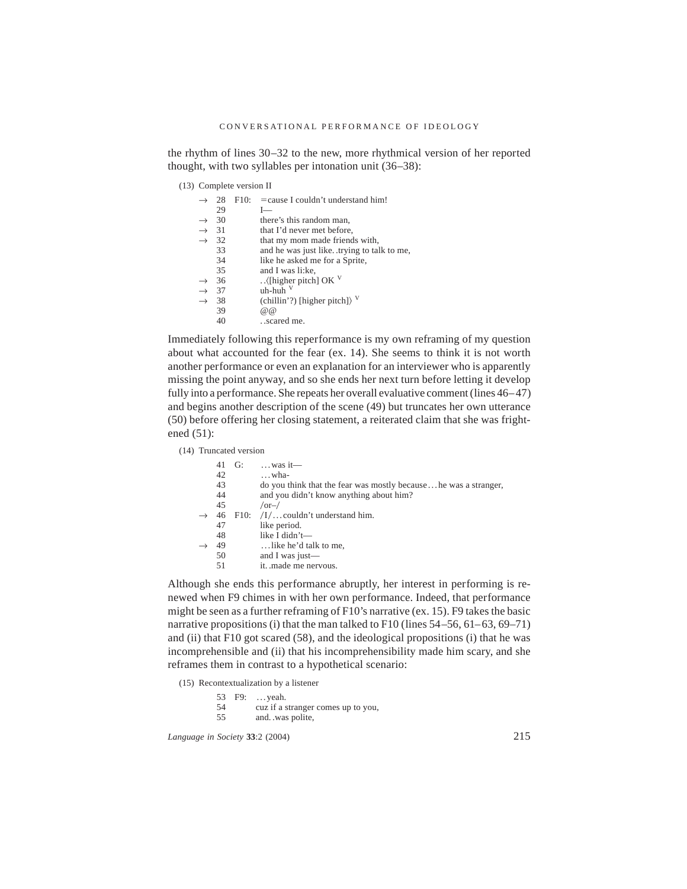the rhythm of lines 30–32 to the new, more rhythmical version of her reported thought, with two syllables per intonation unit (36–38):

(13) Complete version II

```
→ 28  F10:  =cause I couldn't understand him!
  29        I—
→ 30        there's this random man,
→ 31        that I'd never met before,
→ 32        that my mom made friends with,
  33        and he was just like. .trying to talk to me,
  34        like he asked me for a Sprite,
  35        and I was li:ke,
→ 36        ..⟨[higher pitch] OK V
→ 37        uh-huh V
→ 38        (chillin'?) [higher pitch]⟩ V
  39        @@
  40        ..scared me.
```

Immediately following this reperformance is my own reframing of my question about what accounted for the fear (ex. 14). She seems to think it is not worth another performance or even an explanation for an interviewer who is apparently missing the point anyway, and so she ends her next turn before letting it develop fully into a performance. She repeats her overall evaluative comment (lines 46–47) and begins another description of the scene (49) but truncates her own utterance (50) before offering her closing statement, a reiterated claim that she was frightened (51):

(14) Truncated version

```
  41  G:    ...was it—
  42        ...wha-
  43        do you think that the fear was mostly because...he was a stranger,
  44        and you didn't know anything about him?
  45        /or–/
→ 46  F10:  /I/...couldn't understand him.
  47        like period.
  48        like I didn't—
→ 49        ...like he'd talk to me,
  50        and I was just—
  51        it. .made me nervous.
```

Although she ends this performance abruptly, her interest in performing is renewed when F9 chimes in with her own performance. Indeed, that performance might be seen as a further reframing of F10's narrative (ex. 15). F9 takes the basic narrative propositions (i) that the man talked to F10 (lines 54–56, 61–63, 69–71) and (ii) that F10 got scared (58), and the ideological propositions (i) that he was incomprehensible and (ii) that his incomprehensibility made him scary, and she reframes them in contrast to a hypothetical scenario:

(15) Recontextualization by a listener

```
  53  F9:   ...yeah.
  54        cuz if a stranger comes up to you,
  55        and. .was polite,
```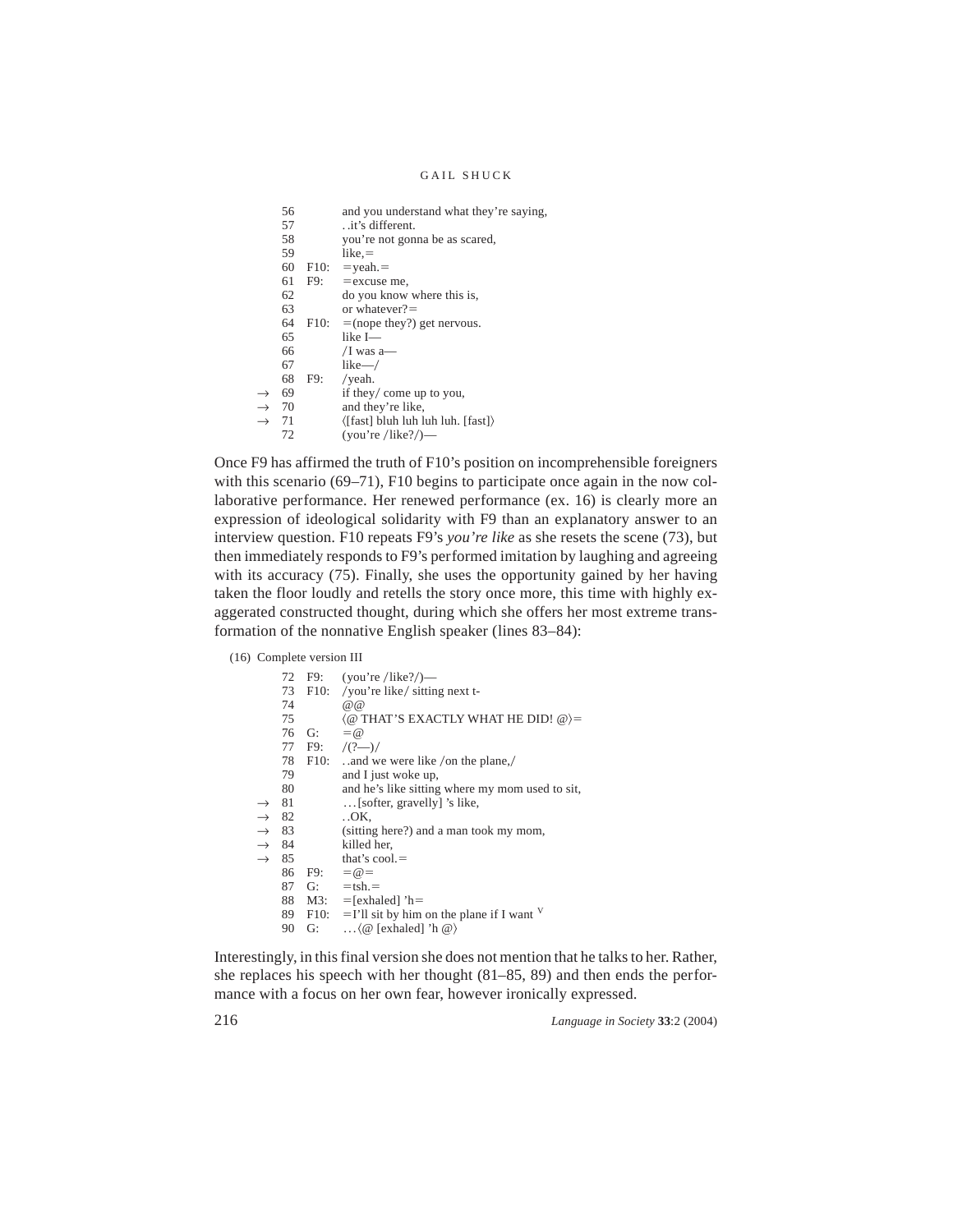```
    56          and you understand what they're saying,
    57          ..it's different.
    58          you're not gonna be as scared,
    59          like,=
    60   F10:   =yeah.=
    61   F9:    =excuse me,
    62          do you know where this is,
    63          or whatever?=
    64   F10:   =(nope they?) get nervous.
    65          like I—
    66          /I was a—
    67          like—/
    68   F9:    /yeah.
→   69          if they/ come up to you,
→   70          and they're like,
→   71          ⟨[fast] bluh luh luh luh. [fast]⟩
    72          (you're /like?/)—
```

Once F9 has affirmed the truth of F10's position on incomprehensible foreigners with this scenario (69–71), F10 begins to participate once again in the now collaborative performance. Her renewed performance (ex. 16) is clearly more an expression of ideological solidarity with F9 than an explanatory answer to an interview question. F10 repeats F9's *you're like* as she resets the scene (73), but then immediately responds to F9's performed imitation by laughing and agreeing with its accuracy (75). Finally, she uses the opportunity gained by her having taken the floor loudly and retells the story once more, this time with highly exaggerated constructed thought, during which she offers her most extreme transformation of the nonnative English speaker (lines 83–84):

(16) Complete version III

```
    72   F9:    (you're /like?/)—
    73   F10:   /you're like/ sitting next t-
    74          @@
    75          ⟨@ THAT'S EXACTLY WHAT HE DID! @⟩=
    76   G:     =@
    77   F9:    /(?—)/
    78   F10:   ..and we were like /on the plane,/
    79          and I just woke up,
    80          and he's like sitting where my mom used to sit,
→   81          ...[softer, gravelly] 's like,
→   82          ..OK,
→   83          (sitting here?) and a man took my mom,
→   84          killed her,
→   85          that's cool.=
    86   F9:    =@=
    87   G:     =tsh.=
    88   M3:    =[exhaled] 'h=
    89   F10:   =I'll sit by him on the plane if I want V
    90   G:     ...⟨@ [exhaled] 'h @⟩
```

Interestingly, in this final version she does not mention that he talks to her. Rather, she replaces his speech with her thought (81–85, 89) and then ends the performance with a focus on her own fear, however ironically expressed.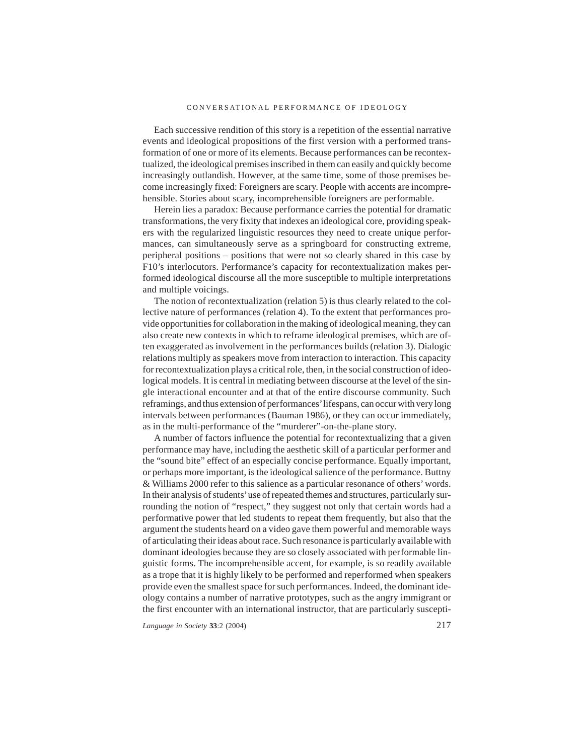Each successive rendition of this story is a repetition of the essential narrative events and ideological propositions of the first version with a performed transformation of one or more of its elements. Because performances can be recontextualized, the ideological premises inscribed in them can easily and quickly become increasingly outlandish. However, at the same time, some of those premises become increasingly fixed: Foreigners are scary. People with accents are incomprehensible. Stories about scary, incomprehensible foreigners are performable.

Herein lies a paradox: Because performance carries the potential for dramatic transformations, the very fixity that indexes an ideological core, providing speakers with the regularized linguistic resources they need to create unique performances, can simultaneously serve as a springboard for constructing extreme, peripheral positions – positions that were not so clearly shared in this case by F10's interlocutors. Performance's capacity for recontextualization makes performed ideological discourse all the more susceptible to multiple interpretations and multiple voicings.

The notion of recontextualization (relation 5) is thus clearly related to the collective nature of performances (relation 4). To the extent that performances provide opportunities for collaboration in the making of ideological meaning, they can also create new contexts in which to reframe ideological premises, which are often exaggerated as involvement in the performances builds (relation 3). Dialogic relations multiply as speakers move from interaction to interaction. This capacity for recontextualization plays a critical role, then, in the social construction of ideological models. It is central in mediating between discourse at the level of the single interactional encounter and at that of the entire discourse community. Such reframings, and thus extension of performances' lifespans, can occur with very long intervals between performances (Bauman 1986), or they can occur immediately, as in the multi-performance of the "murderer"-on-the-plane story.

A number of factors influence the potential for recontextualizing that a given performance may have, including the aesthetic skill of a particular performer and the "sound bite" effect of an especially concise performance. Equally important, or perhaps more important, is the ideological salience of the performance. Buttny & Williams 2000 refer to this salience as a particular resonance of others' words. In their analysis of students' use of repeated themes and structures, particularly surrounding the notion of "respect," they suggest not only that certain words had a performative power that led students to repeat them frequently, but also that the argument the students heard on a video gave them powerful and memorable ways of articulating their ideas about race. Such resonance is particularly available with dominant ideologies because they are so closely associated with performable linguistic forms. The incomprehensible accent, for example, is so readily available as a trope that it is highly likely to be performed and reperformed when speakers provide even the smallest space for such performances. Indeed, the dominant ideology contains a number of narrative prototypes, such as the angry immigrant or the first encounter with an international instructor, that are particularly suscepti-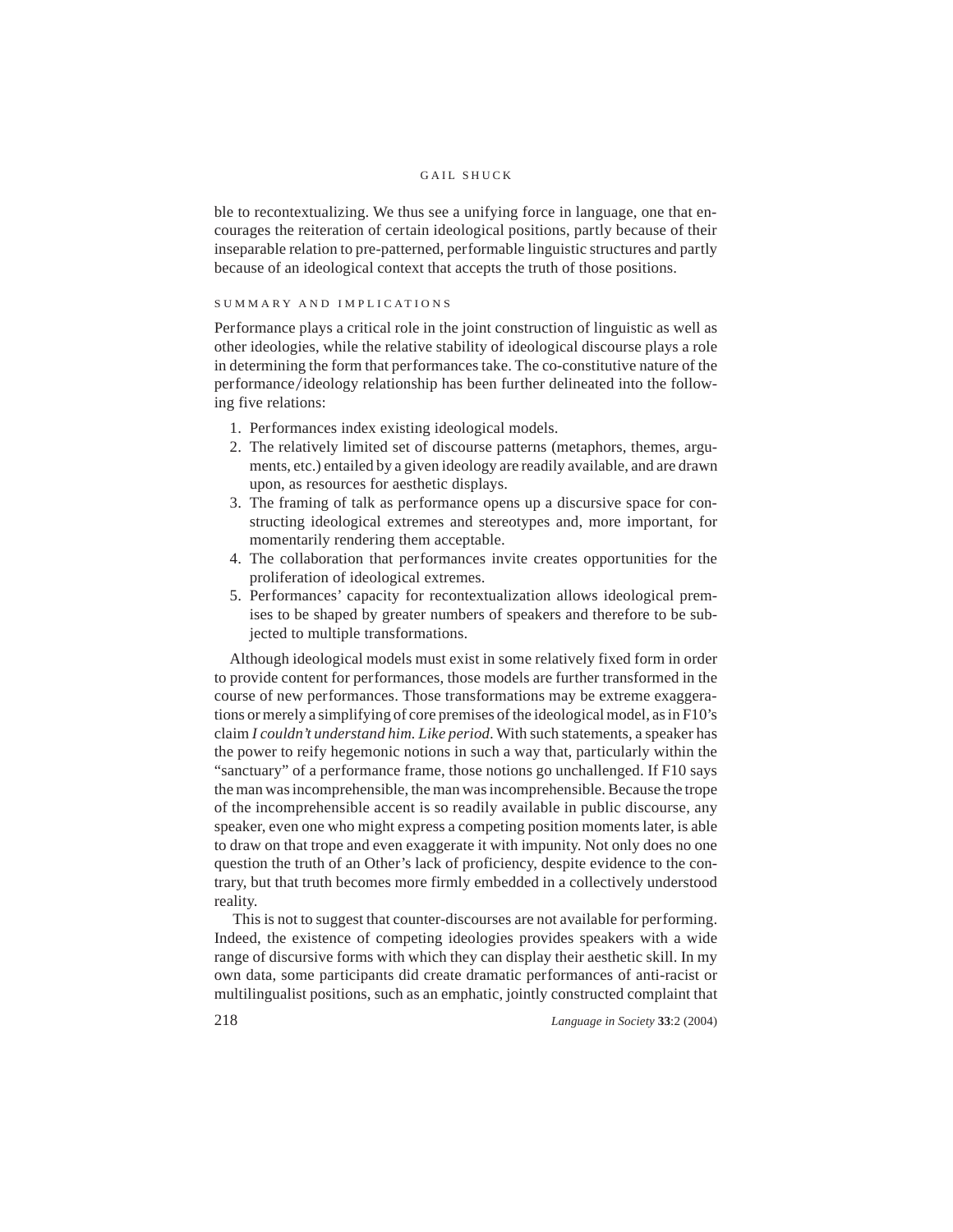ble to recontextualizing. We thus see a unifying force in language, one that encourages the reiteration of certain ideological positions, partly because of their inseparable relation to pre-patterned, performable linguistic structures and partly because of an ideological context that accepts the truth of those positions.

## SUMMARY AND IMPLICATIONS

Performance plays a critical role in the joint construction of linguistic as well as other ideologies, while the relative stability of ideological discourse plays a role in determining the form that performances take. The co-constitutive nature of the performance/ideology relationship has been further delineated into the following five relations:

1. Performances index existing ideological models.
2. The relatively limited set of discourse patterns (metaphors, themes, arguments, etc.) entailed by a given ideology are readily available, and are drawn upon, as resources for aesthetic displays.
3. The framing of talk as performance opens up a discursive space for constructing ideological extremes and stereotypes and, more important, for momentarily rendering them acceptable.
4. The collaboration that performances invite creates opportunities for the proliferation of ideological extremes.
5. Performances' capacity for recontextualization allows ideological premises to be shaped by greater numbers of speakers and therefore to be subjected to multiple transformations.

Although ideological models must exist in some relatively fixed form in order to provide content for performances, those models are further transformed in the course of new performances. Those transformations may be extreme exaggerations or merely a simplifying of core premises of the ideological model, as in F10's claim *I couldn't understand him. Like period*. With such statements, a speaker has the power to reify hegemonic notions in such a way that, particularly within the "sanctuary" of a performance frame, those notions go unchallenged. If F10 says the man was incomprehensible, the man was incomprehensible. Because the trope of the incomprehensible accent is so readily available in public discourse, any speaker, even one who might express a competing position moments later, is able to draw on that trope and even exaggerate it with impunity. Not only does no one question the truth of an Other's lack of proficiency, despite evidence to the contrary, but that truth becomes more firmly embedded in a collectively understood reality.

This is not to suggest that counter-discourses are not available for performing. Indeed, the existence of competing ideologies provides speakers with a wide range of discursive forms with which they can display their aesthetic skill. In my own data, some participants did create dramatic performances of anti-racist or multilingualist positions, such as an emphatic, jointly constructed complaint that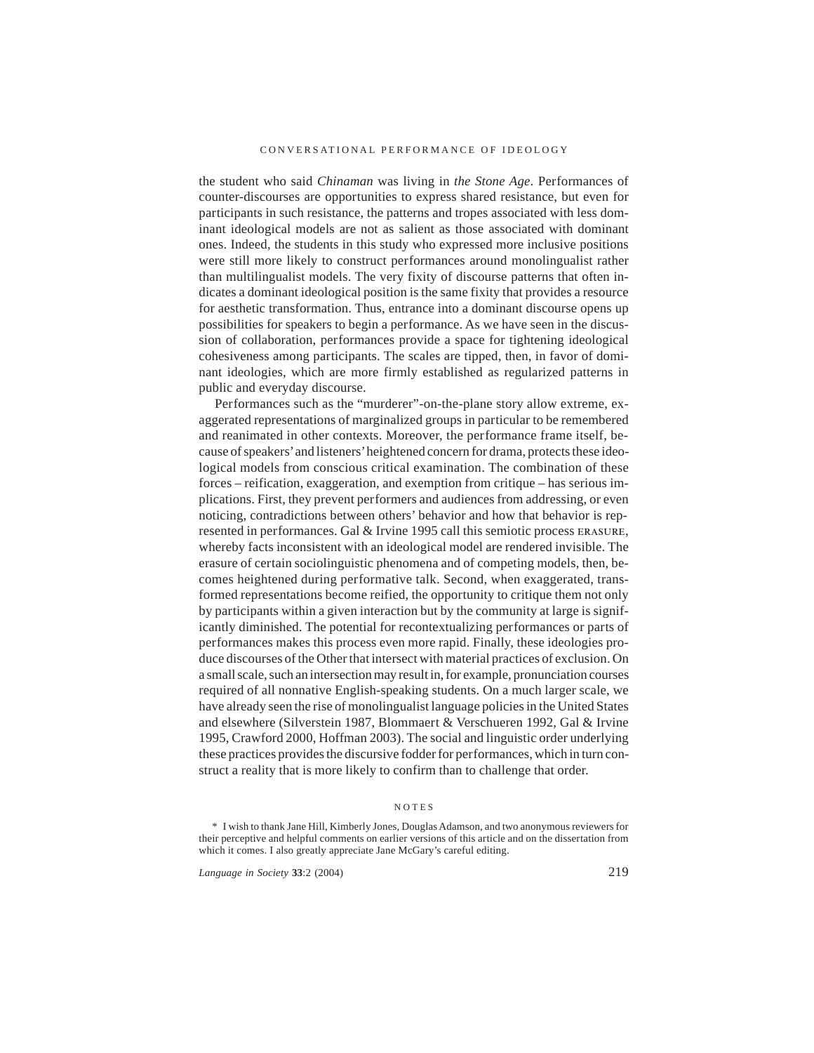the student who said *Chinaman* was living in *the Stone Age*. Performances of counter-discourses are opportunities to express shared resistance, but even for participants in such resistance, the patterns and tropes associated with less dominant ideological models are not as salient as those associated with dominant ones. Indeed, the students in this study who expressed more inclusive positions were still more likely to construct performances around monolingualist rather than multilingualist models. The very fixity of discourse patterns that often indicates a dominant ideological position is the same fixity that provides a resource for aesthetic transformation. Thus, entrance into a dominant discourse opens up possibilities for speakers to begin a performance. As we have seen in the discussion of collaboration, performances provide a space for tightening ideological cohesiveness among participants. The scales are tipped, then, in favor of dominant ideologies, which are more firmly established as regularized patterns in public and everyday discourse.

Performances such as the "murderer"-on-the-plane story allow extreme, exaggerated representations of marginalized groups in particular to be remembered and reanimated in other contexts. Moreover, the performance frame itself, because of speakers' and listeners' heightened concern for drama, protects these ideological models from conscious critical examination. The combination of these forces – reification, exaggeration, and exemption from critique – has serious implications. First, they prevent performers and audiences from addressing, or even noticing, contradictions between others' behavior and how that behavior is represented in performances. Gal & Irvine 1995 call this semiotic process ERASURE, whereby facts inconsistent with an ideological model are rendered invisible. The erasure of certain sociolinguistic phenomena and of competing models, then, becomes heightened during performative talk. Second, when exaggerated, transformed representations become reified, the opportunity to critique them not only by participants within a given interaction but by the community at large is significantly diminished. The potential for recontextualizing performances or parts of performances makes this process even more rapid. Finally, these ideologies produce discourses of the Other that intersect with material practices of exclusion. On a small scale, such an intersection may result in, for example, pronunciation courses required of all nonnative English-speaking students. On a much larger scale, we have already seen the rise of monolingualist language policies in the United States and elsewhere (Silverstein 1987, Blommaert & Verschueren 1992, Gal & Irvine 1995, Crawford 2000, Hoffman 2003). The social and linguistic order underlying these practices provides the discursive fodder for performances, which in turn construct a reality that is more likely to confirm than to challenge that order.

## NOTES

\* I wish to thank Jane Hill, Kimberly Jones, Douglas Adamson, and two anonymous reviewers for their perceptive and helpful comments on earlier versions of this article and on the dissertation from which it comes. I also greatly appreciate Jane McGary's careful editing.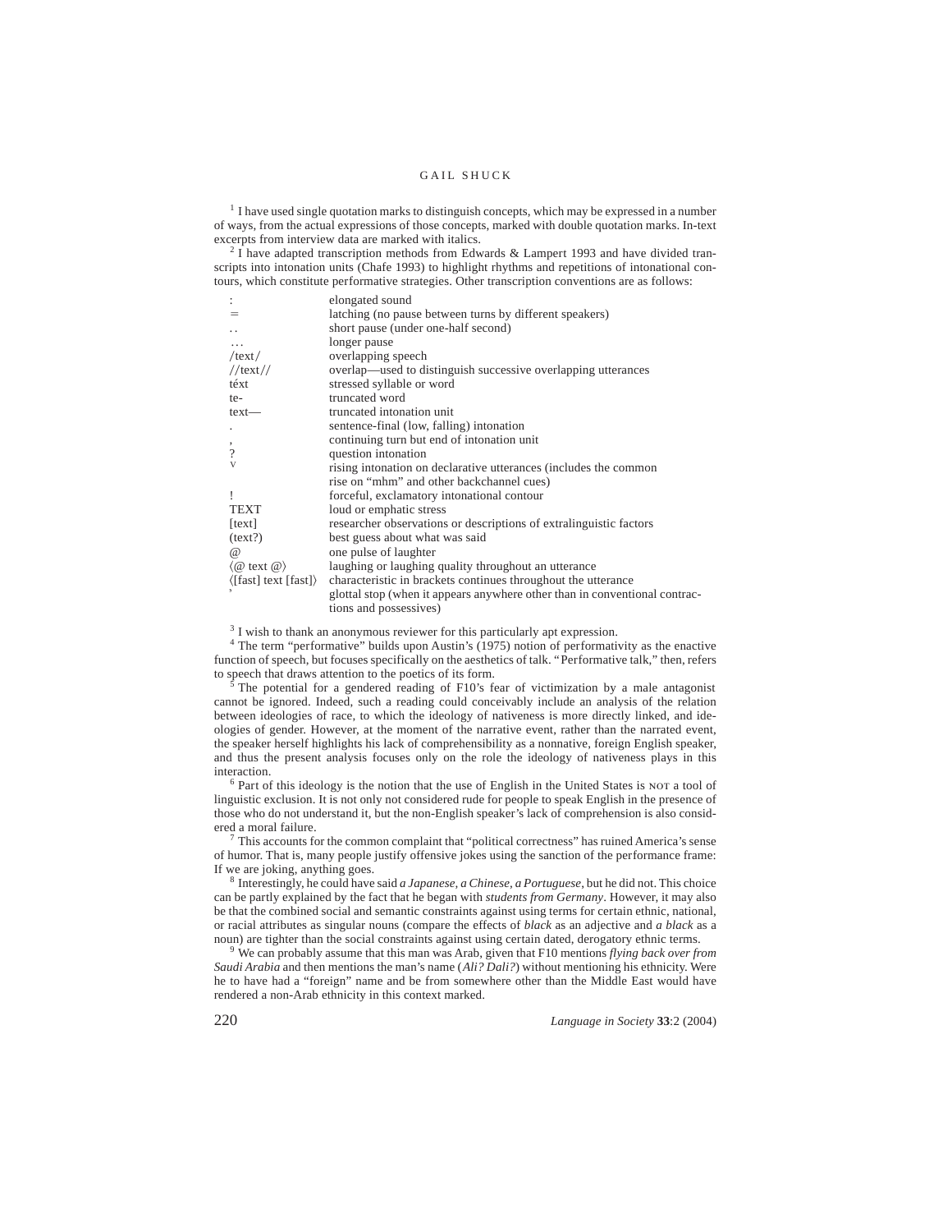[1] I have used single quotation marks to distinguish concepts, which may be expressed in a number of ways, from the actual expressions of those concepts, marked with double quotation marks. In-text excerpts from interview data are marked with italics.

[2] I have adapted transcription methods from Edwards & Lampert 1993 and have divided transcripts into intonation units (Chafe 1993) to highlight rhythms and repetitions of intonational contours, which constitute performative strategies. Other transcription conventions are as follows:

| | |
|---|---|
| : | elongated sound |
| = | latching (no pause between turns by different speakers) |
| .. | short pause (under one-half second) |
| ... | longer pause |
| /text/ | overlapping speech |
| //text// | overlap—used to distinguish successive overlapping utterances |
| téxt | stressed syllable or word |
| te- | truncated word |
| text— | truncated intonation unit |
| . | sentence-final (low, falling) intonation |
| , | continuing turn but end of intonation unit |
| ? | question intonation |
| v | rising intonation on declarative utterances (includes the common rise on "mhm" and other backchannel cues) |
| ! | forceful, exclamatory intonational contour |
| TEXT | loud or emphatic stress |
| [text] | researcher observations or descriptions of extralinguistic factors |
| (text?) | best guess about what was said |
| @ | one pulse of laughter |
| ⟨@ text @⟩ | laughing or laughing quality throughout an utterance |
| ⟨[fast] text [fast]⟩ | characteristic in brackets continues throughout the utterance |
| ' | glottal stop (when it appears anywhere other than in conventional contractions and possessives) |

[3] I wish to thank an anonymous reviewer for this particularly apt expression.

[4] The term "performative" builds upon Austin's (1975) notion of performativity as the enactive function of speech, but focuses specifically on the aesthetics of talk. "Performative talk," then, refers to speech that draws attention to the poetics of its form.

[5] The potential for a gendered reading of F10's fear of victimization by a male antagonist cannot be ignored. Indeed, such a reading could conceivably include an analysis of the relation between ideologies of race, to which the ideology of nativeness is more directly linked, and ideologies of gender. However, at the moment of the narrative event, rather than the narrated event, the speaker herself highlights his lack of comprehensibility as a nonnative, foreign English speaker, and thus the present analysis focuses only on the role the ideology of nativeness plays in this interaction.

[6] Part of this ideology is the notion that the use of English in the United States is NOT a tool of linguistic exclusion. It is not only not considered rude for people to speak English in the presence of those who do not understand it, but the non-English speaker's lack of comprehension is also considered a moral failure.

[7] This accounts for the common complaint that "political correctness" has ruined America's sense of humor. That is, many people justify offensive jokes using the sanction of the performance frame: If we are joking, anything goes.

[8] Interestingly, he could have said *a Japanese, a Chinese, a Portuguese*, but he did not. This choice can be partly explained by the fact that he began with *students from Germany*. However, it may also be that the combined social and semantic constraints against using terms for certain ethnic, national, or racial attributes as singular nouns (compare the effects of *black* as an adjective and *a black* as a noun) are tighter than the social constraints against using certain dated, derogatory ethnic terms.

[9] We can probably assume that this man was Arab, given that F10 mentions *flying back over from Saudi Arabia* and then mentions the man's name (*Ali? Dali?*) without mentioning his ethnicity. Were he to have had a "foreign" name and be from somewhere other than the Middle East would have rendered a non-Arab ethnicity in this context marked.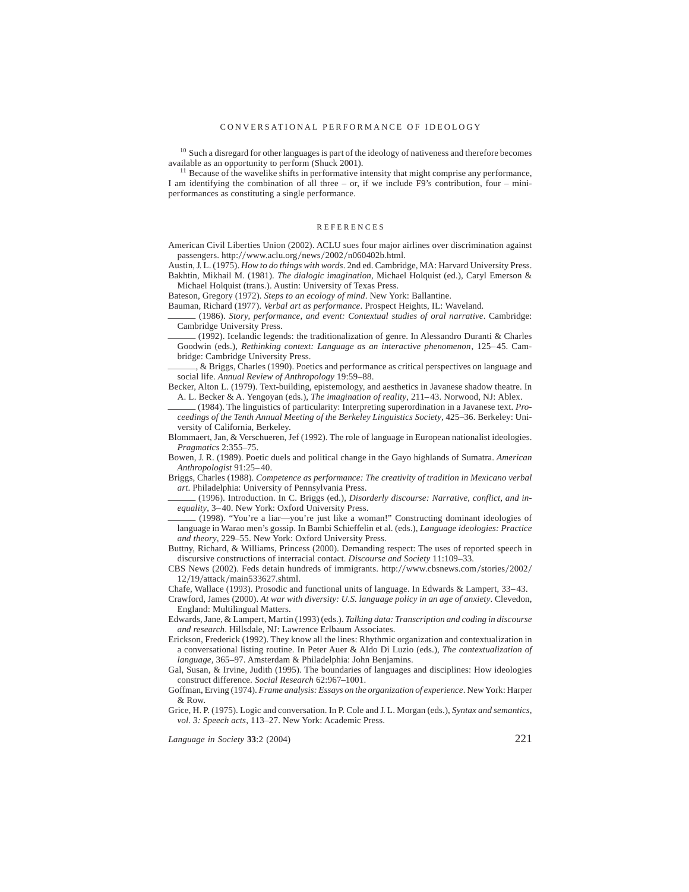[10] Such a disregard for other languages is part of the ideology of nativeness and therefore becomes available as an opportunity to perform (Shuck 2001).

[11] Because of the wavelike shifts in performative intensity that might comprise any performance, I am identifying the combination of all three – or, if we include F9's contribution, four – mini-performances as constituting a single performance.

## REFERENCES

American Civil Liberties Union (2002). ACLU sues four major airlines over discrimination against passengers. http://www.aclu.org/news/2002/n060402b.html.

Austin, J. L. (1975). *How to do things with words*. 2nd ed. Cambridge, MA: Harvard University Press.

Bakhtin, Mikhail M. (1981). *The dialogic imagination*, Michael Holquist (ed.), Caryl Emerson & Michael Holquist (trans.). Austin: University of Texas Press.

Bateson, Gregory (1972). *Steps to an ecology of mind*. New York: Ballantine.

Bauman, Richard (1977). *Verbal art as performance*. Prospect Heights, IL: Waveland.

______ (1986). *Story, performance, and event: Contextual studies of oral narrative*. Cambridge: Cambridge University Press.

______ (1992). Icelandic legends: the traditionalization of genre. In Alessandro Duranti & Charles Goodwin (eds.), *Rethinking context: Language as an interactive phenomenon*, 125–45. Cambridge: Cambridge University Press.

______, & Briggs, Charles (1990). Poetics and performance as critical perspectives on language and social life. *Annual Review of Anthropology* 19:59–88.

Becker, Alton L. (1979). Text-building, epistemology, and aesthetics in Javanese shadow theatre. In A. L. Becker & A. Yengoyan (eds.), *The imagination of reality*, 211–43. Norwood, NJ: Ablex.

______ (1984). The linguistics of particularity: Interpreting superordination in a Javanese text. *Proceedings of the Tenth Annual Meeting of the Berkeley Linguistics Society*, 425–36. Berkeley: University of California, Berkeley.

Blommaert, Jan, & Verschueren, Jef (1992). The role of language in European nationalist ideologies. *Pragmatics* 2:355–75.

Bowen, J. R. (1989). Poetic duels and political change in the Gayo highlands of Sumatra. *American Anthropologist* 91:25–40.

Briggs, Charles (1988). *Competence as performance: The creativity of tradition in Mexicano verbal art*. Philadelphia: University of Pennsylvania Press.

______ (1996). Introduction. In C. Briggs (ed.), *Disorderly discourse: Narrative, conflict, and inequality*, 3–40. New York: Oxford University Press.

______ (1998). "You're a liar—you're just like a woman!" Constructing dominant ideologies of language in Warao men's gossip. In Bambi Schieffelin et al. (eds.), *Language ideologies: Practice and theory*, 229–55. New York: Oxford University Press.

Buttny, Richard, & Williams, Princess (2000). Demanding respect: The uses of reported speech in discursive constructions of interracial contact. *Discourse and Society* 11:109–33.

CBS News (2002). Feds detain hundreds of immigrants. http://www.cbsnews.com/stories/2002/12/19/attack/main533627.shtml.

Chafe, Wallace (1993). Prosodic and functional units of language. In Edwards & Lampert, 33–43.

Crawford, James (2000). *At war with diversity: U.S. language policy in an age of anxiety*. Clevedon, England: Multilingual Matters.

Edwards, Jane, & Lampert, Martin (1993) (eds.). *Talking data: Transcription and coding in discourse and research*. Hillsdale, NJ: Lawrence Erlbaum Associates.

Erickson, Frederick (1992). They know all the lines: Rhythmic organization and contextualization in a conversational listing routine. In Peter Auer & Aldo Di Luzio (eds.), *The contextualization of language*, 365–97. Amsterdam & Philadelphia: John Benjamins.

Gal, Susan, & Irvine, Judith (1995). The boundaries of languages and disciplines: How ideologies construct difference. *Social Research* 62:967–1001.

Goffman, Erving (1974). *Frame analysis: Essays on the organization of experience*. New York: Harper & Row.

Grice, H. P. (1975). Logic and conversation. In P. Cole and J. L. Morgan (eds.), *Syntax and semantics, vol. 3: Speech acts*, 113–27. New York: Academic Press.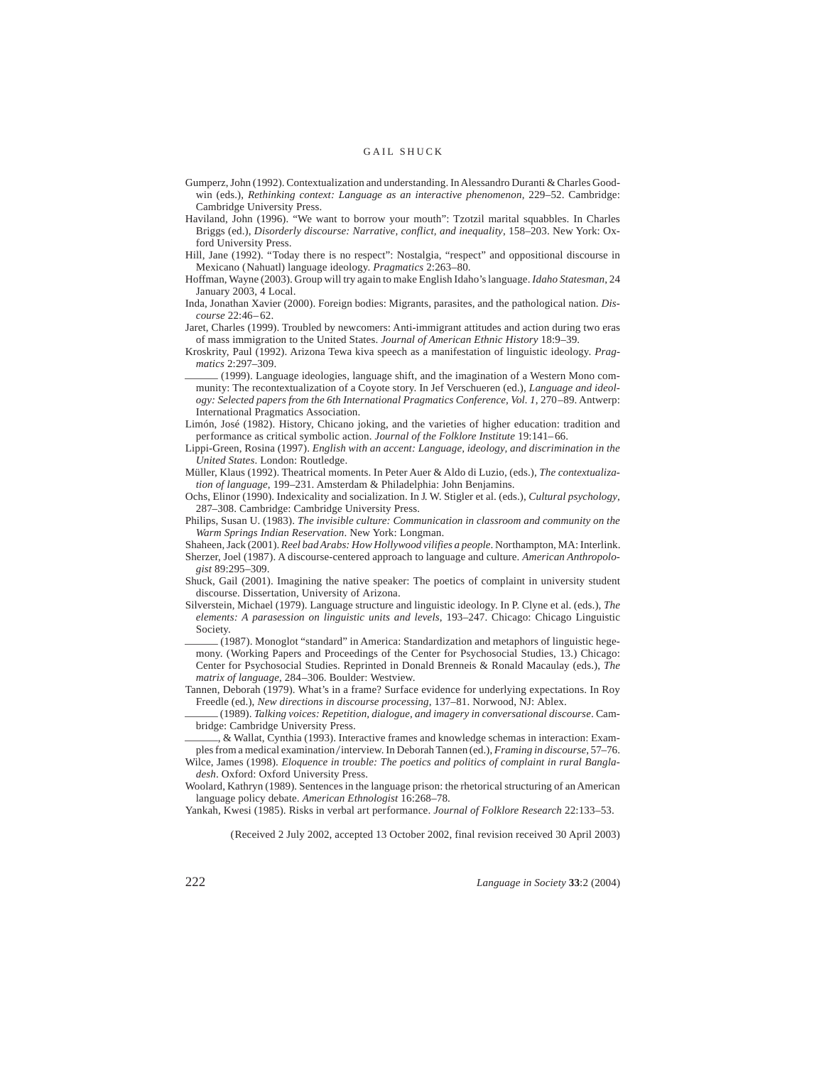Gumperz, John (1992). Contextualization and understanding. In Alessandro Duranti & Charles Goodwin (eds.), *Rethinking context: Language as an interactive phenomenon*, 229–52. Cambridge: Cambridge University Press.

Haviland, John (1996). "We want to borrow your mouth": Tzotzil marital squabbles. In Charles Briggs (ed.), *Disorderly discourse: Narrative, conflict, and inequality*, 158–203. New York: Oxford University Press.

Hill, Jane (1992). "Today there is no respect": Nostalgia, "respect" and oppositional discourse in Mexicano (Nahuatl) language ideology. *Pragmatics* 2:263–80.

Hoffman, Wayne (2003). Group will try again to make English Idaho's language. *Idaho Statesman*, 24 January 2003, 4 Local.

Inda, Jonathan Xavier (2000). Foreign bodies: Migrants, parasites, and the pathological nation. *Discourse* 22:46–62.

Jaret, Charles (1999). Troubled by newcomers: Anti-immigrant attitudes and action during two eras of mass immigration to the United States. *Journal of American Ethnic History* 18:9–39.

Kroskrity, Paul (1992). Arizona Tewa kiva speech as a manifestation of linguistic ideology. *Pragmatics* 2:297–309.

______ (1999). Language ideologies, language shift, and the imagination of a Western Mono community: The recontextualization of a Coyote story. In Jef Verschueren (ed.), *Language and ideology: Selected papers from the 6th International Pragmatics Conference, Vol. 1*, 270–89. Antwerp: International Pragmatics Association.

Limón, José (1982). History, Chicano joking, and the varieties of higher education: tradition and performance as critical symbolic action. *Journal of the Folklore Institute* 19:141–66.

Lippi-Green, Rosina (1997). *English with an accent: Language, ideology, and discrimination in the United States*. London: Routledge.

Müller, Klaus (1992). Theatrical moments. In Peter Auer & Aldo di Luzio, (eds.), *The contextualization of language*, 199–231. Amsterdam & Philadelphia: John Benjamins.

Ochs, Elinor (1990). Indexicality and socialization. In J. W. Stigler et al. (eds.), *Cultural psychology*, 287–308. Cambridge: Cambridge University Press.

Philips, Susan U. (1983). *The invisible culture: Communication in classroom and community on the Warm Springs Indian Reservation*. New York: Longman.

Shaheen, Jack (2001). *Reel bad Arabs: How Hollywood vilifies a people*. Northampton, MA: Interlink.

Sherzer, Joel (1987). A discourse-centered approach to language and culture. *American Anthropologist* 89:295–309.

Shuck, Gail (2001). Imagining the native speaker: The poetics of complaint in university student discourse. Dissertation, University of Arizona.

Silverstein, Michael (1979). Language structure and linguistic ideology. In P. Clyne et al. (eds.), *The elements: A parasession on linguistic units and levels*, 193–247. Chicago: Chicago Linguistic Society.

______ (1987). Monoglot "standard" in America: Standardization and metaphors of linguistic hegemony. (Working Papers and Proceedings of the Center for Psychosocial Studies, 13.) Chicago: Center for Psychosocial Studies. Reprinted in Donald Brenneis & Ronald Macaulay (eds.), *The matrix of language*, 284–306. Boulder: Westview.

Tannen, Deborah (1979). What's in a frame? Surface evidence for underlying expectations. In Roy Freedle (ed.), *New directions in discourse processing*, 137–81. Norwood, NJ: Ablex.

______ (1989). *Talking voices: Repetition, dialogue, and imagery in conversational discourse*. Cambridge: Cambridge University Press.

______, & Wallat, Cynthia (1993). Interactive frames and knowledge schemas in interaction: Examples from a medical examination/interview. In Deborah Tannen (ed.), *Framing in discourse*, 57–76.

Wilce, James (1998). *Eloquence in trouble: The poetics and politics of complaint in rural Bangladesh*. Oxford: Oxford University Press.

Woolard, Kathryn (1989). Sentences in the language prison: the rhetorical structuring of an American language policy debate. *American Ethnologist* 16:268–78.

Yankah, Kwesi (1985). Risks in verbal art performance. *Journal of Folklore Research* 22:133–53.

(Received 2 July 2002, accepted 13 October 2002, final revision received 30 April 2003)